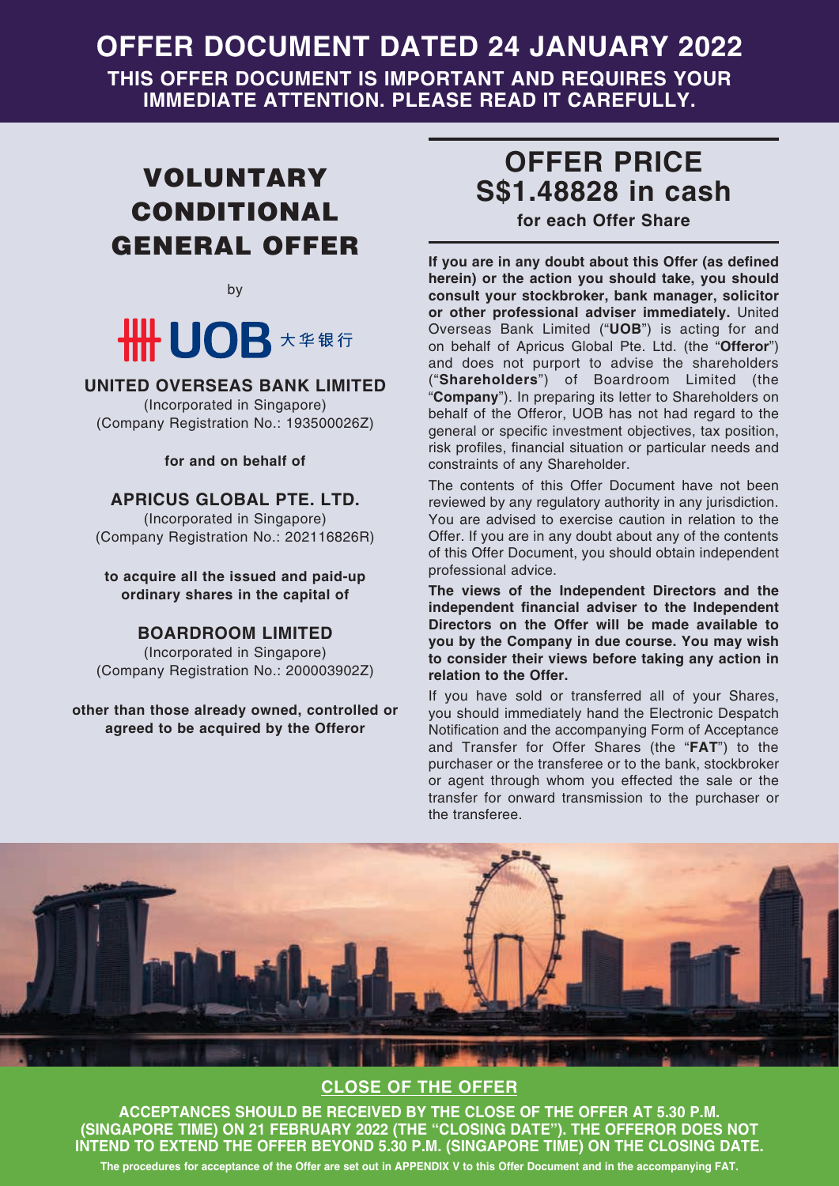# OFFER DOCUMENT DATED 24 JANUARY 2022

**THIS OFFER DOCUMENT IS IMPORTANT AND REQUIRES YOUR IMMEDIATE ATTENTION. PLEASE READ IT CAREFULLY.**

## VOLUNTARY CONDITIONAL GENERAL OFFER

by

UOB 大华银行

**UNITED OVERSEAS BANK LIMITED**

(Incorporated in Singapore)
(Company Registration No.: 193500026Z)

**for and on behalf of**

**APRICUS GLOBAL PTE. LTD.**

(Incorporated in Singapore)
(Company Registration No.: 202116826R)

**to acquire all the issued and paid-up ordinary shares in the capital of**

**BOARDROOM LIMITED**

(Incorporated in Singapore)
(Company Registration No.: 200003902Z)

**other than those already owned, controlled or agreed to be acquired by the Offeror**

## OFFER PRICE S$1.48828 in cash

**for each Offer Share**

**If you are in any doubt about this Offer (as defined herein) or the action you should take, you should consult your stockbroker, bank manager, solicitor or other professional adviser immediately.** United Overseas Bank Limited ("**UOB**") is acting for and on behalf of Apricus Global Pte. Ltd. (the "**Offeror**") and does not purport to advise the shareholders ("**Shareholders**") of Boardroom Limited (the "**Company**"). In preparing its letter to Shareholders on behalf of the Offeror, UOB has not had regard to the general or specific investment objectives, tax position, risk profiles, financial situation or particular needs and constraints of any Shareholder.

The contents of this Offer Document have not been reviewed by any regulatory authority in any jurisdiction. You are advised to exercise caution in relation to the Offer. If you are in any doubt about any of the contents of this Offer Document, you should obtain independent professional advice.

**The views of the Independent Directors and the independent financial adviser to the Independent Directors on the Offer will be made available to you by the Company in due course. You may wish to consider their views before taking any action in relation to the Offer.**

If you have sold or transferred all of your Shares, you should immediately hand the Electronic Despatch Notification and the accompanying Form of Acceptance and Transfer for Offer Shares (the "**FAT**") to the purchaser or the transferee or to the bank, stockbroker or agent through whom you effected the sale or the transfer for onward transmission to the purchaser or the transferee.

## CLOSE OF THE OFFER

**ACCEPTANCES SHOULD BE RECEIVED BY THE CLOSE OF THE OFFER AT 5.30 P.M. (SINGAPORE TIME) ON 21 FEBRUARY 2022 (THE "CLOSING DATE"). THE OFFEROR DOES NOT INTEND TO EXTEND THE OFFER BEYOND 5.30 P.M. (SINGAPORE TIME) ON THE CLOSING DATE.**

**The procedures for acceptance of the Offer are set out in APPENDIX V to this Offer Document and in the accompanying FAT.**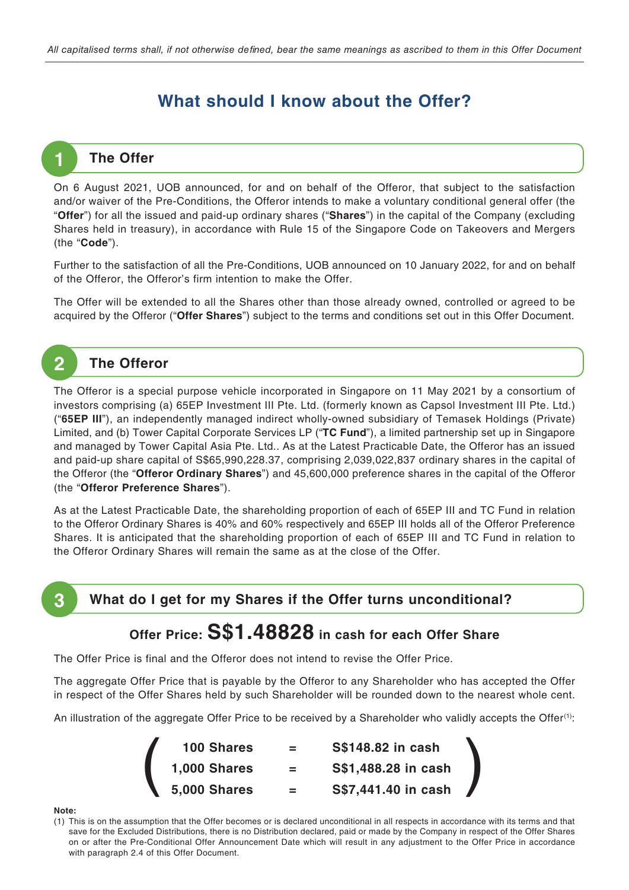*All capitalised terms shall, if not otherwise defined, bear the same meanings as ascribed to them in this Offer Document*

# What should I know about the Offer?

## 1 The Offer

On 6 August 2021, UOB announced, for and on behalf of the Offeror, that subject to the satisfaction and/or waiver of the Pre-Conditions, the Offeror intends to make a voluntary conditional general offer (the "**Offer**") for all the issued and paid-up ordinary shares ("**Shares**") in the capital of the Company (excluding Shares held in treasury), in accordance with Rule 15 of the Singapore Code on Takeovers and Mergers (the "**Code**").

Further to the satisfaction of all the Pre-Conditions, UOB announced on 10 January 2022, for and on behalf of the Offeror, the Offeror's firm intention to make the Offer.

The Offer will be extended to all the Shares other than those already owned, controlled or agreed to be acquired by the Offeror ("**Offer Shares**") subject to the terms and conditions set out in this Offer Document.

## 2 The Offeror

The Offeror is a special purpose vehicle incorporated in Singapore on 11 May 2021 by a consortium of investors comprising (a) 65EP Investment III Pte. Ltd. (formerly known as Capsol Investment III Pte. Ltd.) ("**65EP III**"), an independently managed indirect wholly-owned subsidiary of Temasek Holdings (Private) Limited, and (b) Tower Capital Corporate Services LP ("**TC Fund**"), a limited partnership set up in Singapore and managed by Tower Capital Asia Pte. Ltd.. As at the Latest Practicable Date, the Offeror has an issued and paid-up share capital of S$65,990,228.37, comprising 2,039,022,837 ordinary shares in the capital of the Offeror (the "**Offeror Ordinary Shares**") and 45,600,000 preference shares in the capital of the Offeror (the "**Offeror Preference Shares**").

As at the Latest Practicable Date, the shareholding proportion of each of 65EP III and TC Fund in relation to the Offeror Ordinary Shares is 40% and 60% respectively and 65EP III holds all of the Offeror Preference Shares. It is anticipated that the shareholding proportion of each of 65EP III and TC Fund in relation to the Offeror Ordinary Shares will remain the same as at the close of the Offer.

## 3 What do I get for my Shares if the Offer turns unconditional?

### Offer Price: S$1.48828 in cash for each Offer Share

The Offer Price is final and the Offeror does not intend to revise the Offer Price.

The aggregate Offer Price that is payable by the Offeror to any Shareholder who has accepted the Offer in respect of the Offer Shares held by such Shareholder will be rounded down to the nearest whole cent.

An illustration of the aggregate Offer Price to be received by a Shareholder who validly accepts the Offer[(1)]:

| | | |
|---|---|---|
| **100 Shares** | **=** | **S$148.82 in cash** |
| **1,000 Shares** | **=** | **S$1,488.28 in cash** |
| **5,000 Shares** | **=** | **S$7,441.40 in cash** |

**Note:**

(1) This is on the assumption that the Offer becomes or is declared unconditional in all respects in accordance with its terms and that save for the Excluded Distributions, there is no Distribution declared, paid or made by the Company in respect of the Offer Shares on or after the Pre-Conditional Offer Announcement Date which will result in any adjustment to the Offer Price in accordance with paragraph 2.4 of this Offer Document.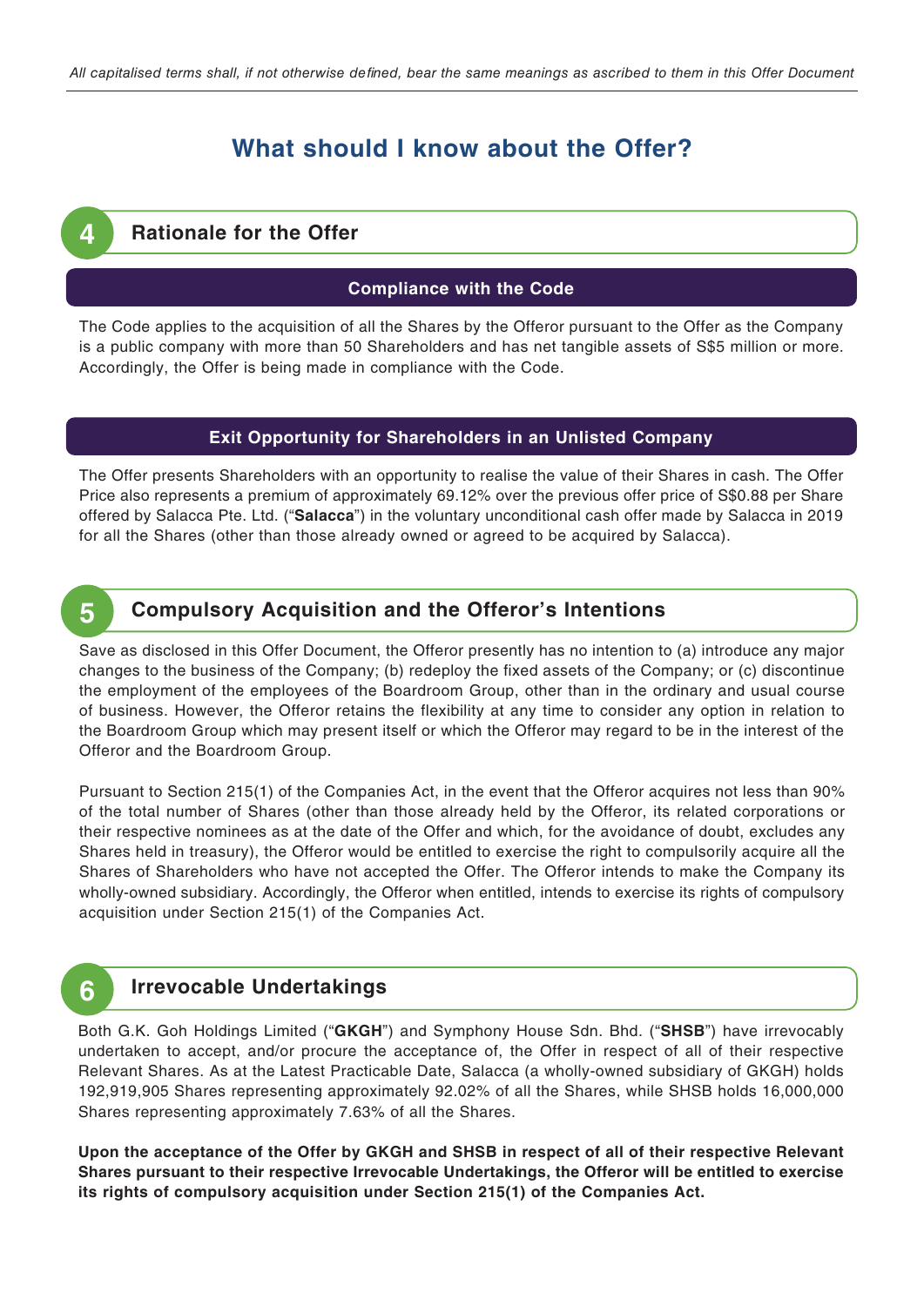# What should I know about the Offer?

## 4 Rationale for the Offer

### Compliance with the Code

The Code applies to the acquisition of all the Shares by the Offeror pursuant to the Offer as the Company is a public company with more than 50 Shareholders and has net tangible assets of S$5 million or more. Accordingly, the Offer is being made in compliance with the Code.

### Exit Opportunity for Shareholders in an Unlisted Company

The Offer presents Shareholders with an opportunity to realise the value of their Shares in cash. The Offer Price also represents a premium of approximately 69.12% over the previous offer price of S$0.88 per Share offered by Salacca Pte. Ltd. ("**Salacca**") in the voluntary unconditional cash offer made by Salacca in 2019 for all the Shares (other than those already owned or agreed to be acquired by Salacca).

## 5 Compulsory Acquisition and the Offeror's Intentions

Save as disclosed in this Offer Document, the Offeror presently has no intention to (a) introduce any major changes to the business of the Company; (b) redeploy the fixed assets of the Company; or (c) discontinue the employment of the employees of the Boardroom Group, other than in the ordinary and usual course of business. However, the Offeror retains the flexibility at any time to consider any option in relation to the Boardroom Group which may present itself or which the Offeror may regard to be in the interest of the Offeror and the Boardroom Group.

Pursuant to Section 215(1) of the Companies Act, in the event that the Offeror acquires not less than 90% of the total number of Shares (other than those already held by the Offeror, its related corporations or their respective nominees as at the date of the Offer and which, for the avoidance of doubt, excludes any Shares held in treasury), the Offeror would be entitled to exercise the right to compulsorily acquire all the Shares of Shareholders who have not accepted the Offer. The Offeror intends to make the Company its wholly-owned subsidiary. Accordingly, the Offeror when entitled, intends to exercise its rights of compulsory acquisition under Section 215(1) of the Companies Act.

## 6 Irrevocable Undertakings

Both G.K. Goh Holdings Limited ("**GKGH**") and Symphony House Sdn. Bhd. ("**SHSB**") have irrevocably undertaken to accept, and/or procure the acceptance of, the Offer in respect of all of their respective Relevant Shares. As at the Latest Practicable Date, Salacca (a wholly-owned subsidiary of GKGH) holds 192,919,905 Shares representing approximately 92.02% of all the Shares, while SHSB holds 16,000,000 Shares representing approximately 7.63% of all the Shares.

**Upon the acceptance of the Offer by GKGH and SHSB in respect of all of their respective Relevant Shares pursuant to their respective Irrevocable Undertakings, the Offeror will be entitled to exercise its rights of compulsory acquisition under Section 215(1) of the Companies Act.**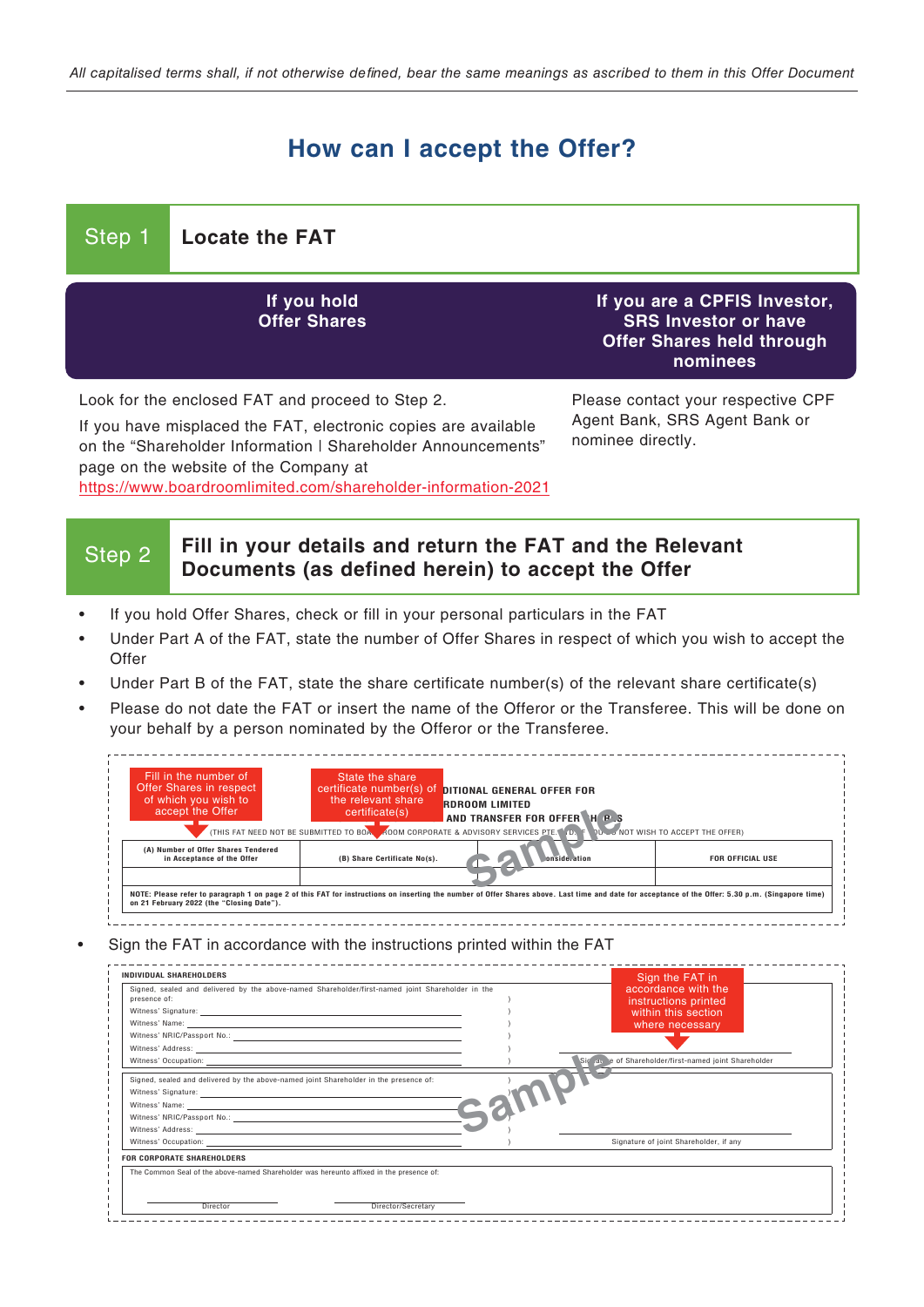*All capitalised terms shall, if not otherwise defined, bear the same meanings as ascribed to them in this Offer Document*

# How can I accept the Offer?

## Step 1 Locate the FAT

| If you hold Offer Shares | If you are a CPFIS Investor, SRS Investor or have Offer Shares held through nominees |
|---|---|
| Look for the enclosed FAT and proceed to Step 2.<br>If you have misplaced the FAT, electronic copies are available on the "Shareholder Information | Shareholder Announcements" page on the website of the Company at https://www.boardroomlimited.com/shareholder-information-2021 | Please contact your respective CPF Agent Bank, SRS Agent Bank or nominee directly. |

## Step 2 Fill in your details and return the FAT and the Relevant Documents (as defined herein) to accept the Offer

- If you hold Offer Shares, check or fill in your personal particulars in the FAT
- Under Part A of the FAT, state the number of Offer Shares in respect of which you wish to accept the Offer
- Under Part B of the FAT, state the share certificate number(s) of the relevant share certificate(s)
- Please do not date the FAT or insert the name of the Offeror or the Transferee. This will be done on your behalf by a person nominated by the Offeror or the Transferee.

Fill in the number of Offer Shares in respect of which you wish to accept the Offer

State the share certificate number(s) of the relevant share certificate(s)

...DITIONAL GENERAL OFFER FOR ...RDROOM LIMITED ...AND TRANSFER FOR OFFER SHARES

(THIS FAT NEED NOT BE SUBMITTED TO BOARDROOM CORPORATE & ADVISORY SERVICES PTE. LTD. IF YOU DO NOT WISH TO ACCEPT THE OFFER)

| (A) Number of Offer Shares Tendered in Acceptance of the Offer | (B) Share Certificate No(s). | Consideration | FOR OFFICIAL USE |
|---|---|---|---|
| | | | |

NOTE: Please refer to paragraph 1 on page 2 of this FAT for instructions on inserting the number of Offer Shares above. Last time and date for acceptance of the Offer: 5.30 p.m. (Singapore time) on 21 February 2022 (the "Closing Date").

Sample

- Sign the FAT in accordance with the instructions printed within the FAT

Sign the FAT in accordance with the instructions printed within this section where necessary

INDIVIDUAL SHAREHOLDERS

Signed, sealed and delivered by the above-named Shareholder/first-named joint Shareholder in the presence of:
Witness' Signature:
Witness' Name:
Witness' NRIC/Passport No.:
Witness' Address:
Witness' Occupation:

Signature of Shareholder/first-named joint Shareholder

Signed, sealed and delivered by the above-named joint Shareholder in the presence of:
Witness' Signature:
Witness' Name:
Witness' NRIC/Passport No.:
Witness' Address:
Witness' Occupation:

Signature of joint Shareholder, if any

FOR CORPORATE SHAREHOLDERS

The Common Seal of the above-named Shareholder was hereunto affixed in the presence of:

Director

Director/Secretary

Sample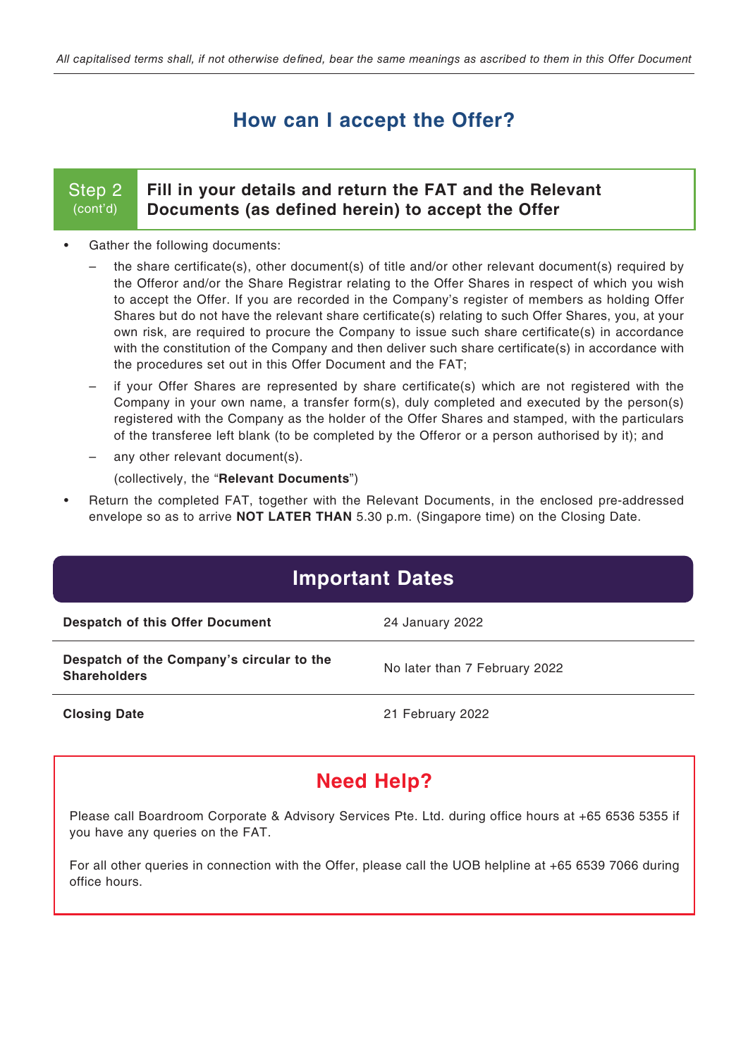## How can I accept the Offer?

### Step 2 (cont'd) — Fill in your details and return the FAT and the Relevant Documents (as defined herein) to accept the Offer

- Gather the following documents:
  - the share certificate(s), other document(s) of title and/or other relevant document(s) required by the Offeror and/or the Share Registrar relating to the Offer Shares in respect of which you wish to accept the Offer. If you are recorded in the Company's register of members as holding Offer Shares but do not have the relevant share certificate(s) relating to such Offer Shares, you, at your own risk, are required to procure the Company to issue such share certificate(s) in accordance with the constitution of the Company and then deliver such share certificate(s) in accordance with the procedures set out in this Offer Document and the FAT;
  - if your Offer Shares are represented by share certificate(s) which are not registered with the Company in your own name, a transfer form(s), duly completed and executed by the person(s) registered with the Company as the holder of the Offer Shares and stamped, with the particulars of the transferee left blank (to be completed by the Offeror or a person authorised by it); and
  - any other relevant document(s).

  (collectively, the "**Relevant Documents**")
- Return the completed FAT, together with the Relevant Documents, in the enclosed pre-addressed envelope so as to arrive **NOT LATER THAN** 5.30 p.m. (Singapore time) on the Closing Date.

## Important Dates

| | |
|---|---|
| **Despatch of this Offer Document** | 24 January 2022 |
| **Despatch of the Company's circular to the Shareholders** | No later than 7 February 2022 |
| **Closing Date** | 21 February 2022 |

## Need Help?

Please call Boardroom Corporate & Advisory Services Pte. Ltd. during office hours at +65 6536 5355 if you have any queries on the FAT.

For all other queries in connection with the Offer, please call the UOB helpline at +65 6539 7066 during office hours.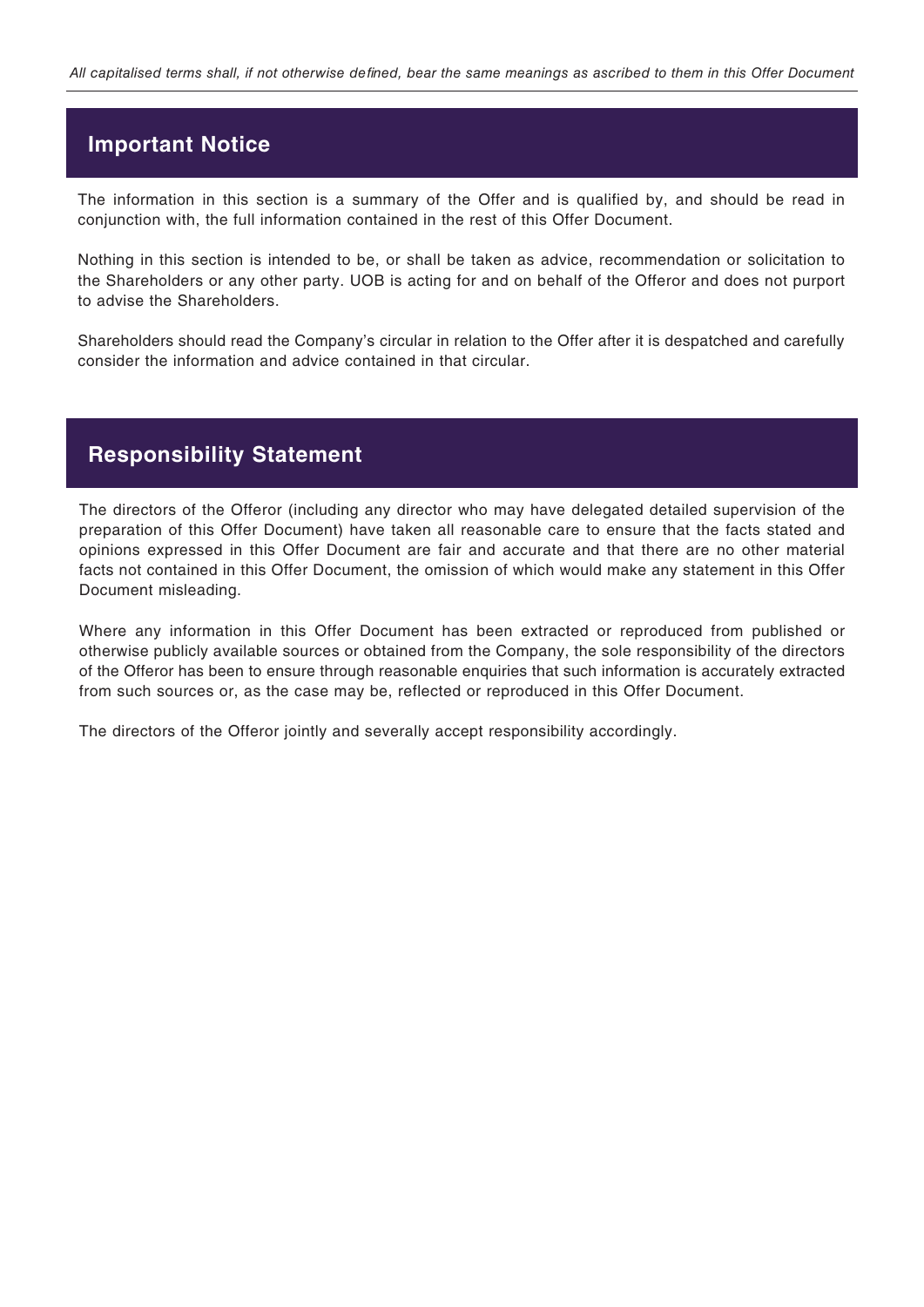*All capitalised terms shall, if not otherwise defined, bear the same meanings as ascribed to them in this Offer Document*

## Important Notice

The information in this section is a summary of the Offer and is qualified by, and should be read in conjunction with, the full information contained in the rest of this Offer Document.

Nothing in this section is intended to be, or shall be taken as advice, recommendation or solicitation to the Shareholders or any other party. UOB is acting for and on behalf of the Offeror and does not purport to advise the Shareholders.

Shareholders should read the Company's circular in relation to the Offer after it is despatched and carefully consider the information and advice contained in that circular.

## Responsibility Statement

The directors of the Offeror (including any director who may have delegated detailed supervision of the preparation of this Offer Document) have taken all reasonable care to ensure that the facts stated and opinions expressed in this Offer Document are fair and accurate and that there are no other material facts not contained in this Offer Document, the omission of which would make any statement in this Offer Document misleading.

Where any information in this Offer Document has been extracted or reproduced from published or otherwise publicly available sources or obtained from the Company, the sole responsibility of the directors of the Offeror has been to ensure through reasonable enquiries that such information is accurately extracted from such sources or, as the case may be, reflected or reproduced in this Offer Document.

The directors of the Offeror jointly and severally accept responsibility accordingly.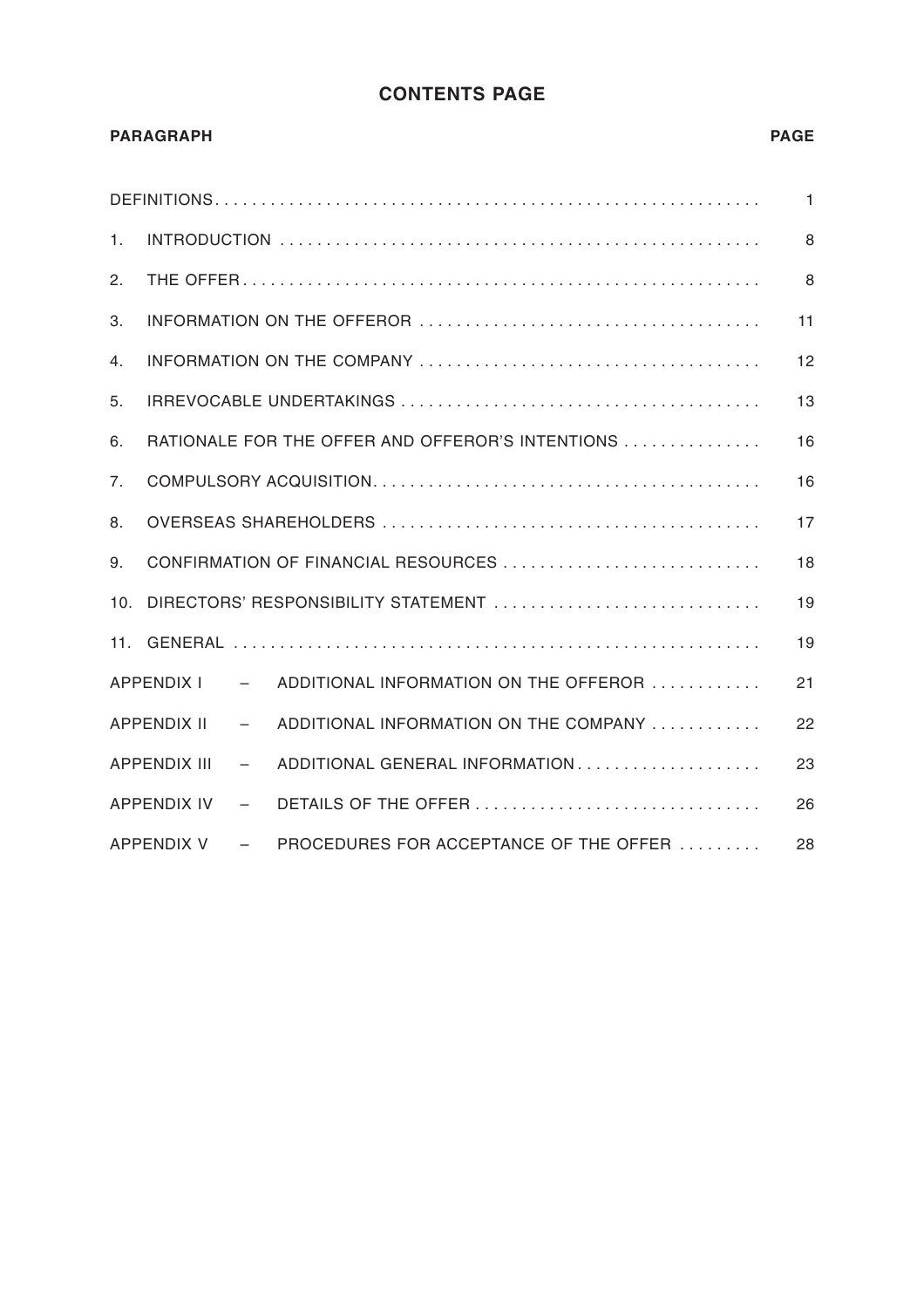# CONTENTS PAGE

| PARAGRAPH | PAGE |
|---|---|
| DEFINITIONS | 1 |
| 1. INTRODUCTION | 8 |
| 2. THE OFFER | 8 |
| 3. INFORMATION ON THE OFFEROR | 11 |
| 4. INFORMATION ON THE COMPANY | 12 |
| 5. IRREVOCABLE UNDERTAKINGS | 13 |
| 6. RATIONALE FOR THE OFFER AND OFFEROR'S INTENTIONS | 16 |
| 7. COMPULSORY ACQUISITION | 16 |
| 8. OVERSEAS SHAREHOLDERS | 17 |
| 9. CONFIRMATION OF FINANCIAL RESOURCES | 18 |
| 10. DIRECTORS' RESPONSIBILITY STATEMENT | 19 |
| 11. GENERAL | 19 |
| APPENDIX I – ADDITIONAL INFORMATION ON THE OFFEROR | 21 |
| APPENDIX II – ADDITIONAL INFORMATION ON THE COMPANY | 22 |
| APPENDIX III – ADDITIONAL GENERAL INFORMATION | 23 |
| APPENDIX IV – DETAILS OF THE OFFER | 26 |
| APPENDIX V – PROCEDURES FOR ACCEPTANCE OF THE OFFER | 28 |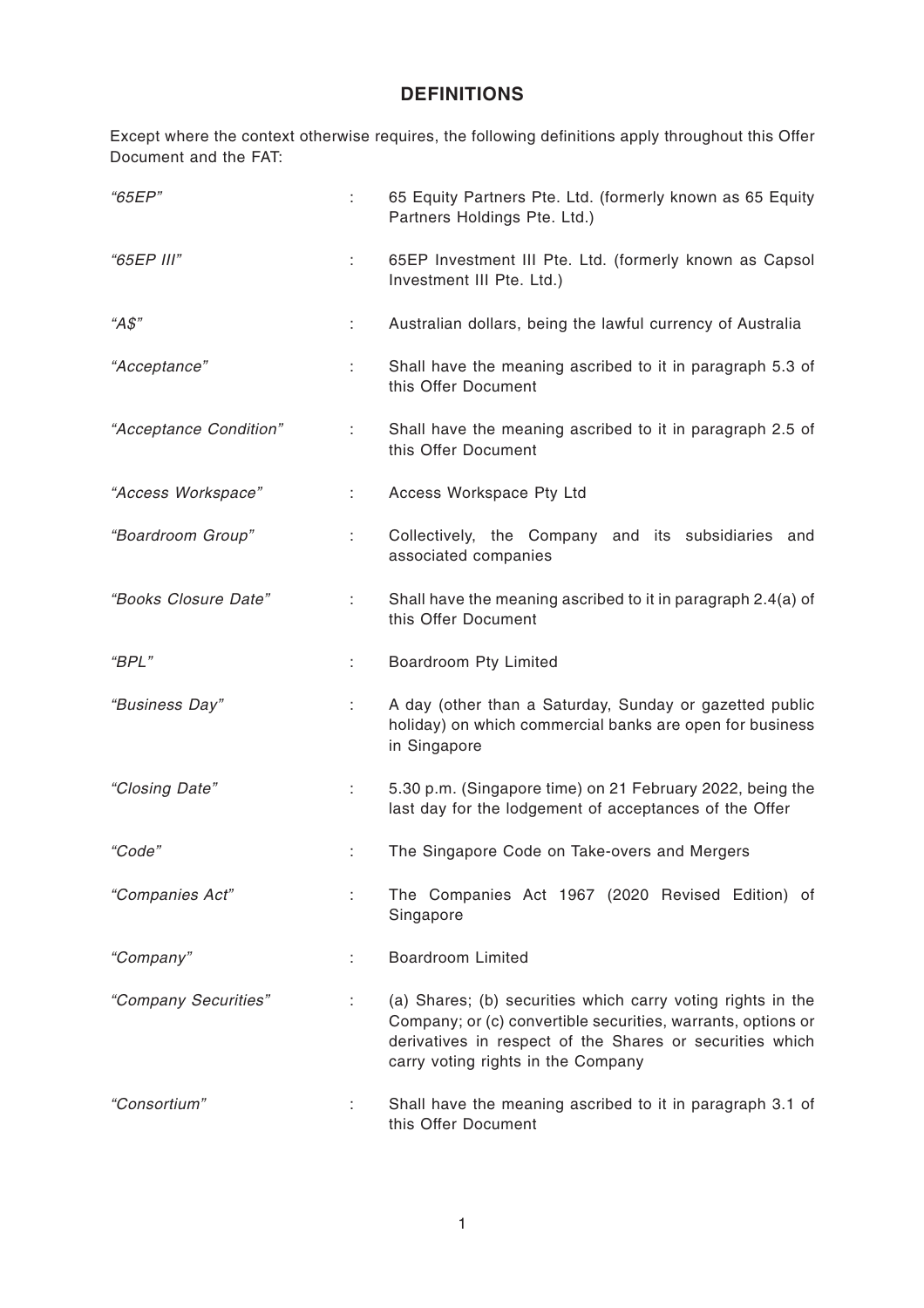## DEFINITIONS

Except where the context otherwise requires, the following definitions apply throughout this Offer Document and the FAT:

| | | |
|---|---|---|
| *"65EP"* | : | 65 Equity Partners Pte. Ltd. (formerly known as 65 Equity Partners Holdings Pte. Ltd.) |
| *"65EP III"* | : | 65EP Investment III Pte. Ltd. (formerly known as Capsol Investment III Pte. Ltd.) |
| *"A$"* | : | Australian dollars, being the lawful currency of Australia |
| *"Acceptance"* | : | Shall have the meaning ascribed to it in paragraph 5.3 of this Offer Document |
| *"Acceptance Condition"* | : | Shall have the meaning ascribed to it in paragraph 2.5 of this Offer Document |
| *"Access Workspace"* | : | Access Workspace Pty Ltd |
| *"Boardroom Group"* | : | Collectively, the Company and its subsidiaries and associated companies |
| *"Books Closure Date"* | : | Shall have the meaning ascribed to it in paragraph 2.4(a) of this Offer Document |
| *"BPL"* | : | Boardroom Pty Limited |
| *"Business Day"* | : | A day (other than a Saturday, Sunday or gazetted public holiday) on which commercial banks are open for business in Singapore |
| *"Closing Date"* | : | 5.30 p.m. (Singapore time) on 21 February 2022, being the last day for the lodgement of acceptances of the Offer |
| *"Code"* | : | The Singapore Code on Take-overs and Mergers |
| *"Companies Act"* | : | The Companies Act 1967 (2020 Revised Edition) of Singapore |
| *"Company"* | : | Boardroom Limited |
| *"Company Securities"* | : | (a) Shares; (b) securities which carry voting rights in the Company; or (c) convertible securities, warrants, options or derivatives in respect of the Shares or securities which carry voting rights in the Company |
| *"Consortium"* | : | Shall have the meaning ascribed to it in paragraph 3.1 of this Offer Document |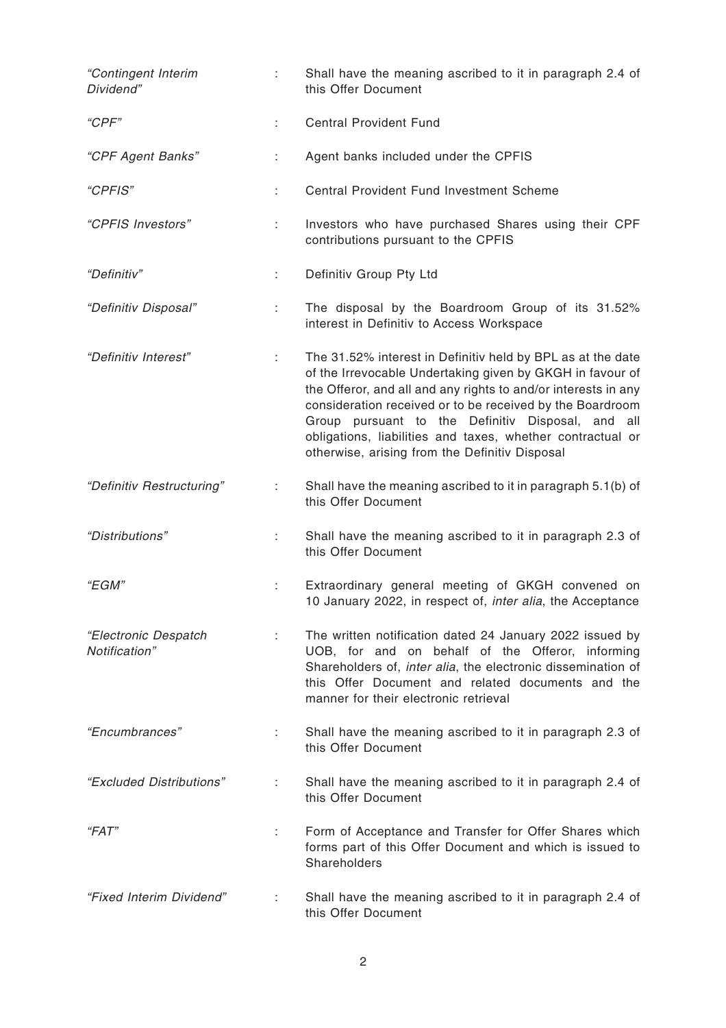| | | |
|---|---|---|
| *"Contingent Interim Dividend"* | : | Shall have the meaning ascribed to it in paragraph 2.4 of this Offer Document |
| *"CPF"* | : | Central Provident Fund |
| *"CPF Agent Banks"* | : | Agent banks included under the CPFIS |
| *"CPFIS"* | : | Central Provident Fund Investment Scheme |
| *"CPFIS Investors"* | : | Investors who have purchased Shares using their CPF contributions pursuant to the CPFIS |
| *"Definitiv"* | : | Definitiv Group Pty Ltd |
| *"Definitiv Disposal"* | : | The disposal by the Boardroom Group of its 31.52% interest in Definitiv to Access Workspace |
| *"Definitiv Interest"* | : | The 31.52% interest in Definitiv held by BPL as at the date of the Irrevocable Undertaking given by GKGH in favour of the Offeror, and all and any rights to and/or interests in any consideration received or to be received by the Boardroom Group pursuant to the Definitiv Disposal, and all obligations, liabilities and taxes, whether contractual or otherwise, arising from the Definitiv Disposal |
| *"Definitiv Restructuring"* | : | Shall have the meaning ascribed to it in paragraph 5.1(b) of this Offer Document |
| *"Distributions"* | : | Shall have the meaning ascribed to it in paragraph 2.3 of this Offer Document |
| *"EGM"* | : | Extraordinary general meeting of GKGH convened on 10 January 2022, in respect of, *inter alia*, the Acceptance |
| *"Electronic Despatch Notification"* | : | The written notification dated 24 January 2022 issued by UOB, for and on behalf of the Offeror, informing Shareholders of, *inter alia*, the electronic dissemination of this Offer Document and related documents and the manner for their electronic retrieval |
| *"Encumbrances"* | : | Shall have the meaning ascribed to it in paragraph 2.3 of this Offer Document |
| *"Excluded Distributions"* | : | Shall have the meaning ascribed to it in paragraph 2.4 of this Offer Document |
| *"FAT"* | : | Form of Acceptance and Transfer for Offer Shares which forms part of this Offer Document and which is issued to Shareholders |
| *"Fixed Interim Dividend"* | : | Shall have the meaning ascribed to it in paragraph 2.4 of this Offer Document |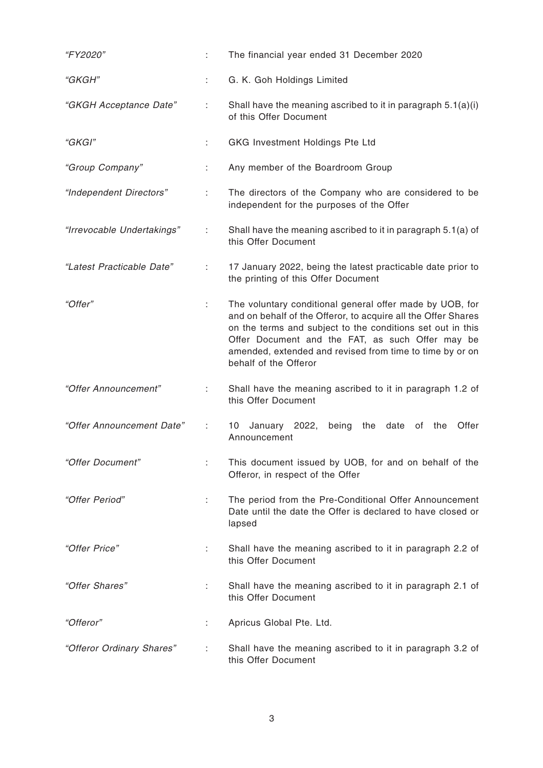| | | |
|---|---|---|
| *"FY2020"* | : | The financial year ended 31 December 2020 |
| *"GKGH"* | : | G. K. Goh Holdings Limited |
| *"GKGH Acceptance Date"* | : | Shall have the meaning ascribed to it in paragraph 5.1(a)(i) of this Offer Document |
| *"GKGI"* | : | GKG Investment Holdings Pte Ltd |
| *"Group Company"* | : | Any member of the Boardroom Group |
| *"Independent Directors"* | : | The directors of the Company who are considered to be independent for the purposes of the Offer |
| *"Irrevocable Undertakings"* | : | Shall have the meaning ascribed to it in paragraph 5.1(a) of this Offer Document |
| *"Latest Practicable Date"* | : | 17 January 2022, being the latest practicable date prior to the printing of this Offer Document |
| *"Offer"* | : | The voluntary conditional general offer made by UOB, for and on behalf of the Offeror, to acquire all the Offer Shares on the terms and subject to the conditions set out in this Offer Document and the FAT, as such Offer may be amended, extended and revised from time to time by or on behalf of the Offeror |
| *"Offer Announcement"* | : | Shall have the meaning ascribed to it in paragraph 1.2 of this Offer Document |
| *"Offer Announcement Date"* | : | 10 January 2022, being the date of the Offer Announcement |
| *"Offer Document"* | : | This document issued by UOB, for and on behalf of the Offeror, in respect of the Offer |
| *"Offer Period"* | : | The period from the Pre-Conditional Offer Announcement Date until the date the Offer is declared to have closed or lapsed |
| *"Offer Price"* | : | Shall have the meaning ascribed to it in paragraph 2.2 of this Offer Document |
| *"Offer Shares"* | : | Shall have the meaning ascribed to it in paragraph 2.1 of this Offer Document |
| *"Offeror"* | : | Apricus Global Pte. Ltd. |
| *"Offeror Ordinary Shares"* | : | Shall have the meaning ascribed to it in paragraph 3.2 of this Offer Document |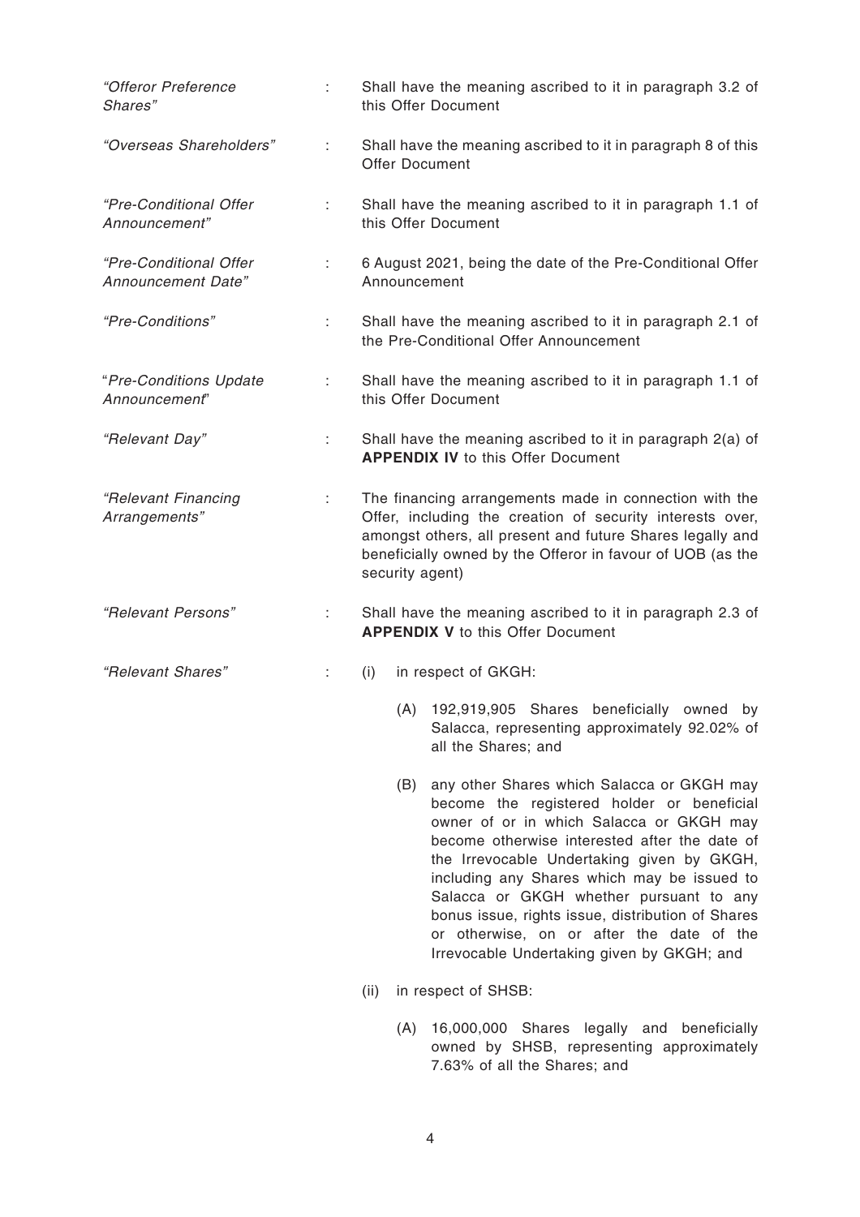| | | |
|---|---|---|
| *"Offeror Preference Shares"* | : | Shall have the meaning ascribed to it in paragraph 3.2 of this Offer Document |
| *"Overseas Shareholders"* | : | Shall have the meaning ascribed to it in paragraph 8 of this Offer Document |
| *"Pre-Conditional Offer Announcement"* | : | Shall have the meaning ascribed to it in paragraph 1.1 of this Offer Document |
| *"Pre-Conditional Offer Announcement Date"* | : | 6 August 2021, being the date of the Pre-Conditional Offer Announcement |
| *"Pre-Conditions"* | : | Shall have the meaning ascribed to it in paragraph 2.1 of the Pre-Conditional Offer Announcement |
| "*Pre-Conditions Update Announcement*" | : | Shall have the meaning ascribed to it in paragraph 1.1 of this Offer Document |
| *"Relevant Day"* | : | Shall have the meaning ascribed to it in paragraph 2(a) of **APPENDIX IV** to this Offer Document |
| *"Relevant Financing Arrangements"* | : | The financing arrangements made in connection with the Offer, including the creation of security interests over, amongst others, all present and future Shares legally and beneficially owned by the Offeror in favour of UOB (as the security agent) |
| *"Relevant Persons"* | : | Shall have the meaning ascribed to it in paragraph 2.3 of **APPENDIX V** to this Offer Document |
| *"Relevant Shares"* | : | (i) in respect of GKGH:<br><br>(A) 192,919,905 Shares beneficially owned by Salacca, representing approximately 92.02% of all the Shares; and<br><br>(B) any other Shares which Salacca or GKGH may become the registered holder or beneficial owner of or in which Salacca or GKGH may become otherwise interested after the date of the Irrevocable Undertaking given by GKGH, including any Shares which may be issued to Salacca or GKGH whether pursuant to any bonus issue, rights issue, distribution of Shares or otherwise, on or after the date of the Irrevocable Undertaking given by GKGH; and<br><br>(ii) in respect of SHSB:<br><br>(A) 16,000,000 Shares legally and beneficially owned by SHSB, representing approximately 7.63% of all the Shares; and |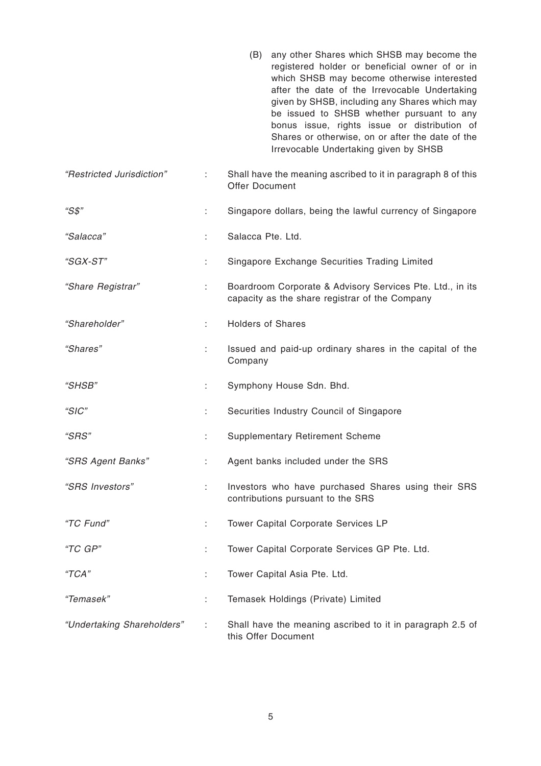(B) any other Shares which SHSB may become the registered holder or beneficial owner of or in which SHSB may become otherwise interested after the date of the Irrevocable Undertaking given by SHSB, including any Shares which may be issued to SHSB whether pursuant to any bonus issue, rights issue or distribution of Shares or otherwise, on or after the date of the Irrevocable Undertaking given by SHSB

| | | |
|---|---|---|
| *"Restricted Jurisdiction"* | : | Shall have the meaning ascribed to it in paragraph 8 of this Offer Document |
| *"S$"* | : | Singapore dollars, being the lawful currency of Singapore |
| *"Salacca"* | : | Salacca Pte. Ltd. |
| *"SGX-ST"* | : | Singapore Exchange Securities Trading Limited |
| *"Share Registrar"* | : | Boardroom Corporate & Advisory Services Pte. Ltd., in its capacity as the share registrar of the Company |
| *"Shareholder"* | : | Holders of Shares |
| *"Shares"* | : | Issued and paid-up ordinary shares in the capital of the Company |
| *"SHSB"* | : | Symphony House Sdn. Bhd. |
| *"SIC"* | : | Securities Industry Council of Singapore |
| *"SRS"* | : | Supplementary Retirement Scheme |
| *"SRS Agent Banks"* | : | Agent banks included under the SRS |
| *"SRS Investors"* | : | Investors who have purchased Shares using their SRS contributions pursuant to the SRS |
| *"TC Fund"* | : | Tower Capital Corporate Services LP |
| *"TC GP"* | : | Tower Capital Corporate Services GP Pte. Ltd. |
| *"TCA"* | : | Tower Capital Asia Pte. Ltd. |
| *"Temasek"* | : | Temasek Holdings (Private) Limited |
| *"Undertaking Shareholders"* | : | Shall have the meaning ascribed to it in paragraph 2.5 of this Offer Document |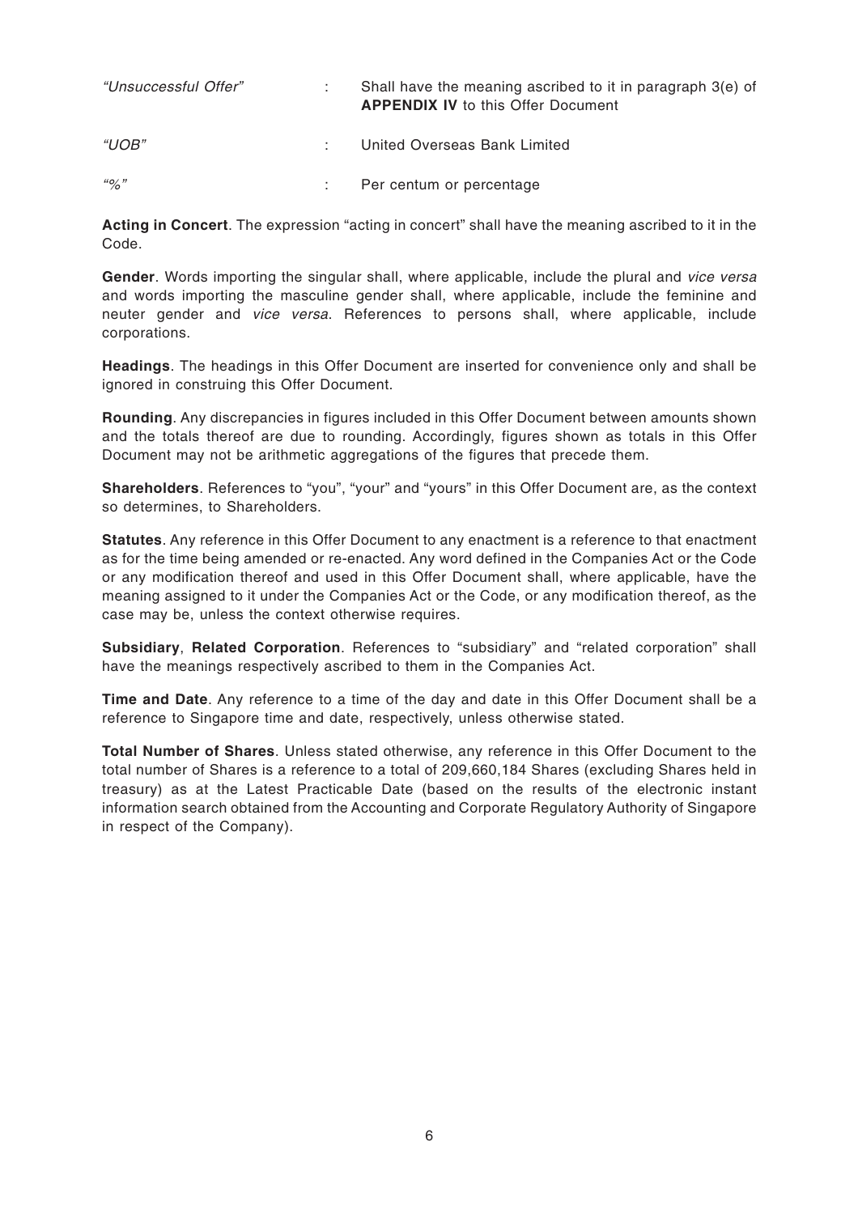| | | |
|---|---|---|
| *"Unsuccessful Offer"* | : | Shall have the meaning ascribed to it in paragraph 3(e) of **APPENDIX IV** to this Offer Document |
| *"UOB"* | : | United Overseas Bank Limited |
| *"%"* | : | Per centum or percentage |

**Acting in Concert**. The expression "acting in concert" shall have the meaning ascribed to it in the Code.

**Gender**. Words importing the singular shall, where applicable, include the plural and *vice versa* and words importing the masculine gender shall, where applicable, include the feminine and neuter gender and *vice versa*. References to persons shall, where applicable, include corporations.

**Headings**. The headings in this Offer Document are inserted for convenience only and shall be ignored in construing this Offer Document.

**Rounding**. Any discrepancies in figures included in this Offer Document between amounts shown and the totals thereof are due to rounding. Accordingly, figures shown as totals in this Offer Document may not be arithmetic aggregations of the figures that precede them.

**Shareholders**. References to "you", "your" and "yours" in this Offer Document are, as the context so determines, to Shareholders.

**Statutes**. Any reference in this Offer Document to any enactment is a reference to that enactment as for the time being amended or re-enacted. Any word defined in the Companies Act or the Code or any modification thereof and used in this Offer Document shall, where applicable, have the meaning assigned to it under the Companies Act or the Code, or any modification thereof, as the case may be, unless the context otherwise requires.

**Subsidiary**, **Related Corporation**. References to "subsidiary" and "related corporation" shall have the meanings respectively ascribed to them in the Companies Act.

**Time and Date**. Any reference to a time of the day and date in this Offer Document shall be a reference to Singapore time and date, respectively, unless otherwise stated.

**Total Number of Shares**. Unless stated otherwise, any reference in this Offer Document to the total number of Shares is a reference to a total of 209,660,184 Shares (excluding Shares held in treasury) as at the Latest Practicable Date (based on the results of the electronic instant information search obtained from the Accounting and Corporate Regulatory Authority of Singapore in respect of the Company).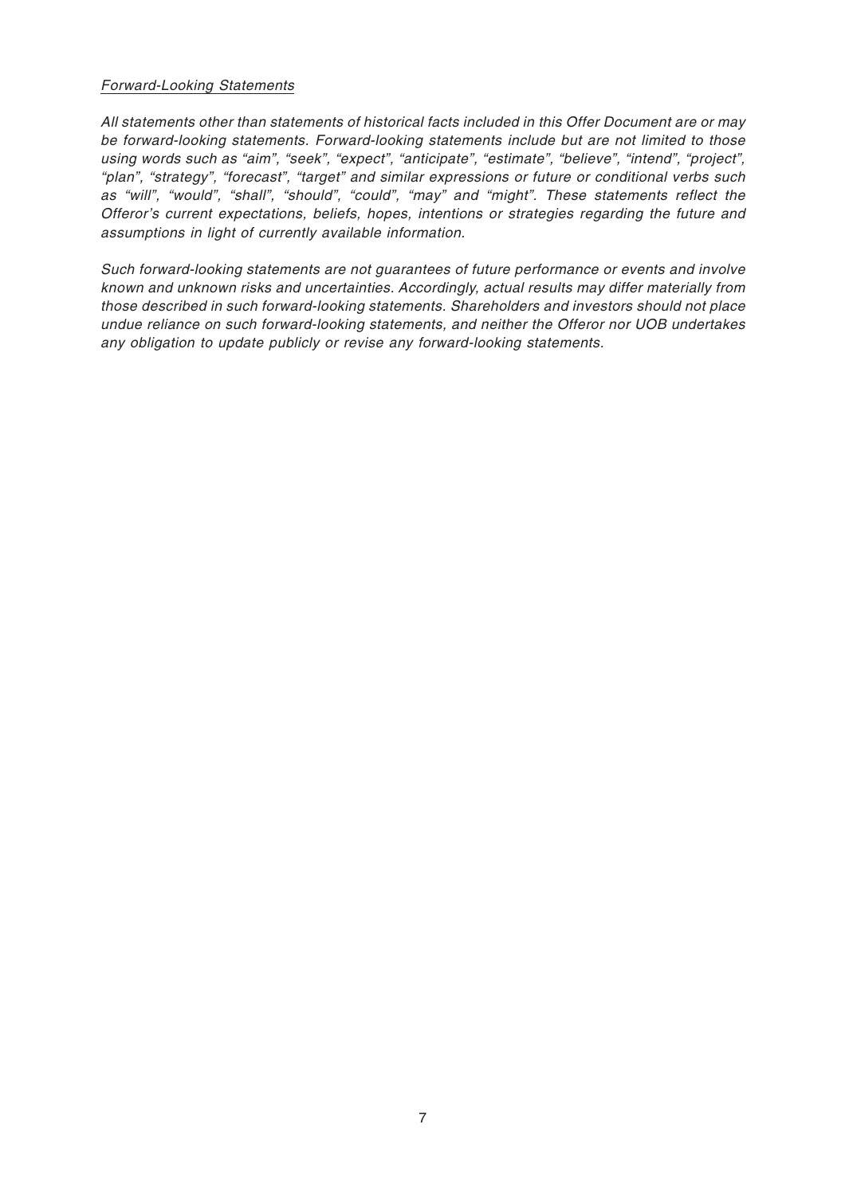*Forward-Looking Statements*

*All statements other than statements of historical facts included in this Offer Document are or may be forward-looking statements. Forward-looking statements include but are not limited to those using words such as "aim", "seek", "expect", "anticipate", "estimate", "believe", "intend", "project", "plan", "strategy", "forecast", "target" and similar expressions or future or conditional verbs such as "will", "would", "shall", "should", "could", "may" and "might". These statements reflect the Offeror's current expectations, beliefs, hopes, intentions or strategies regarding the future and assumptions in light of currently available information.*

*Such forward-looking statements are not guarantees of future performance or events and involve known and unknown risks and uncertainties. Accordingly, actual results may differ materially from those described in such forward-looking statements. Shareholders and investors should not place undue reliance on such forward-looking statements, and neither the Offeror nor UOB undertakes any obligation to update publicly or revise any forward-looking statements.*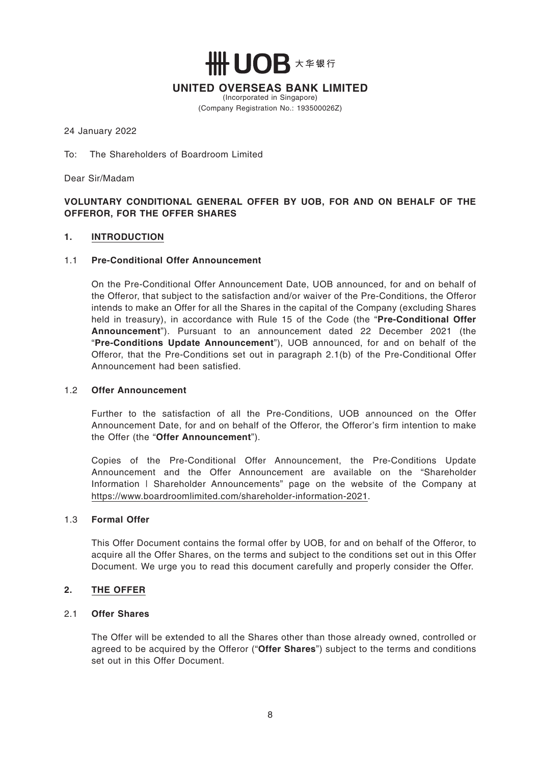# UOB 大华银行

## UNITED OVERSEAS BANK LIMITED

(Incorporated in Singapore)
(Company Registration No.: 193500026Z)

24 January 2022

To: The Shareholders of Boardroom Limited

Dear Sir/Madam

**VOLUNTARY CONDITIONAL GENERAL OFFER BY UOB, FOR AND ON BEHALF OF THE OFFEROR, FOR THE OFFER SHARES**

## 1. INTRODUCTION

### 1.1 Pre-Conditional Offer Announcement

On the Pre-Conditional Offer Announcement Date, UOB announced, for and on behalf of the Offeror, that subject to the satisfaction and/or waiver of the Pre-Conditions, the Offeror intends to make an Offer for all the Shares in the capital of the Company (excluding Shares held in treasury), in accordance with Rule 15 of the Code (the "**Pre-Conditional Offer Announcement**"). Pursuant to an announcement dated 22 December 2021 (the "**Pre-Conditions Update Announcement**"), UOB announced, for and on behalf of the Offeror, that the Pre-Conditions set out in paragraph 2.1(b) of the Pre-Conditional Offer Announcement had been satisfied.

### 1.2 Offer Announcement

Further to the satisfaction of all the Pre-Conditions, UOB announced on the Offer Announcement Date, for and on behalf of the Offeror, the Offeror's firm intention to make the Offer (the "**Offer Announcement**").

Copies of the Pre-Conditional Offer Announcement, the Pre-Conditions Update Announcement and the Offer Announcement are available on the "Shareholder Information | Shareholder Announcements" page on the website of the Company at https://www.boardroomlimited.com/shareholder-information-2021.

### 1.3 Formal Offer

This Offer Document contains the formal offer by UOB, for and on behalf of the Offeror, to acquire all the Offer Shares, on the terms and subject to the conditions set out in this Offer Document. We urge you to read this document carefully and properly consider the Offer.

## 2. THE OFFER

### 2.1 Offer Shares

The Offer will be extended to all the Shares other than those already owned, controlled or agreed to be acquired by the Offeror ("**Offer Shares**") subject to the terms and conditions set out in this Offer Document.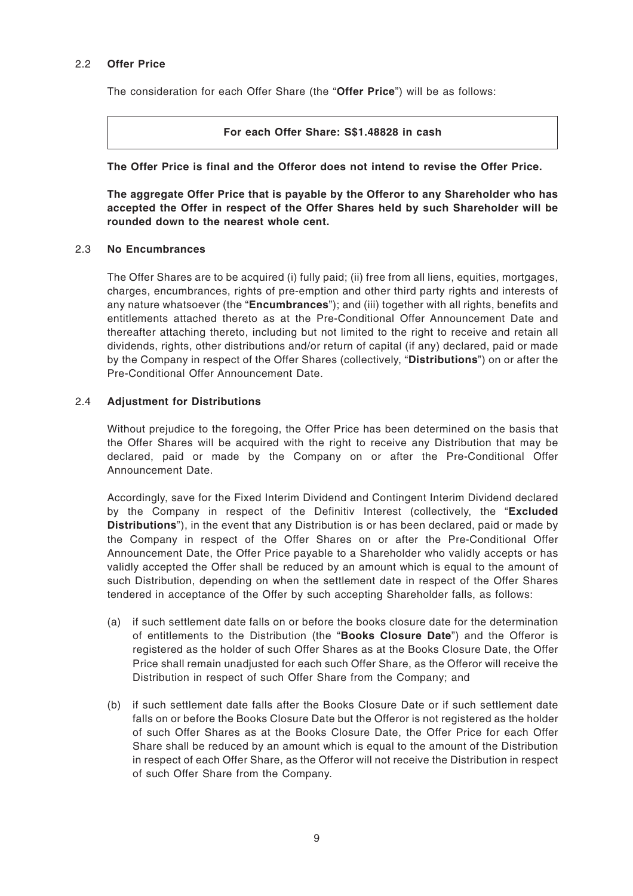### 2.2 **Offer Price**

The consideration for each Offer Share (the "**Offer Price**") will be as follows:

| **For each Offer Share: S$1.48828 in cash** |
|---|

**The Offer Price is final and the Offeror does not intend to revise the Offer Price.**

**The aggregate Offer Price that is payable by the Offeror to any Shareholder who has accepted the Offer in respect of the Offer Shares held by such Shareholder will be rounded down to the nearest whole cent.**

### 2.3 **No Encumbrances**

The Offer Shares are to be acquired (i) fully paid; (ii) free from all liens, equities, mortgages, charges, encumbrances, rights of pre-emption and other third party rights and interests of any nature whatsoever (the "**Encumbrances**"); and (iii) together with all rights, benefits and entitlements attached thereto as at the Pre-Conditional Offer Announcement Date and thereafter attaching thereto, including but not limited to the right to receive and retain all dividends, rights, other distributions and/or return of capital (if any) declared, paid or made by the Company in respect of the Offer Shares (collectively, "**Distributions**") on or after the Pre-Conditional Offer Announcement Date.

### 2.4 **Adjustment for Distributions**

Without prejudice to the foregoing, the Offer Price has been determined on the basis that the Offer Shares will be acquired with the right to receive any Distribution that may be declared, paid or made by the Company on or after the Pre-Conditional Offer Announcement Date.

Accordingly, save for the Fixed Interim Dividend and Contingent Interim Dividend declared by the Company in respect of the Definitiv Interest (collectively, the "**Excluded Distributions**"), in the event that any Distribution is or has been declared, paid or made by the Company in respect of the Offer Shares on or after the Pre-Conditional Offer Announcement Date, the Offer Price payable to a Shareholder who validly accepts or has validly accepted the Offer shall be reduced by an amount which is equal to the amount of such Distribution, depending on when the settlement date in respect of the Offer Shares tendered in acceptance of the Offer by such accepting Shareholder falls, as follows:

(a) if such settlement date falls on or before the books closure date for the determination of entitlements to the Distribution (the "**Books Closure Date**") and the Offeror is registered as the holder of such Offer Shares as at the Books Closure Date, the Offer Price shall remain unadjusted for each such Offer Share, as the Offeror will receive the Distribution in respect of such Offer Share from the Company; and

(b) if such settlement date falls after the Books Closure Date or if such settlement date falls on or before the Books Closure Date but the Offeror is not registered as the holder of such Offer Shares as at the Books Closure Date, the Offer Price for each Offer Share shall be reduced by an amount which is equal to the amount of the Distribution in respect of each Offer Share, as the Offeror will not receive the Distribution in respect of such Offer Share from the Company.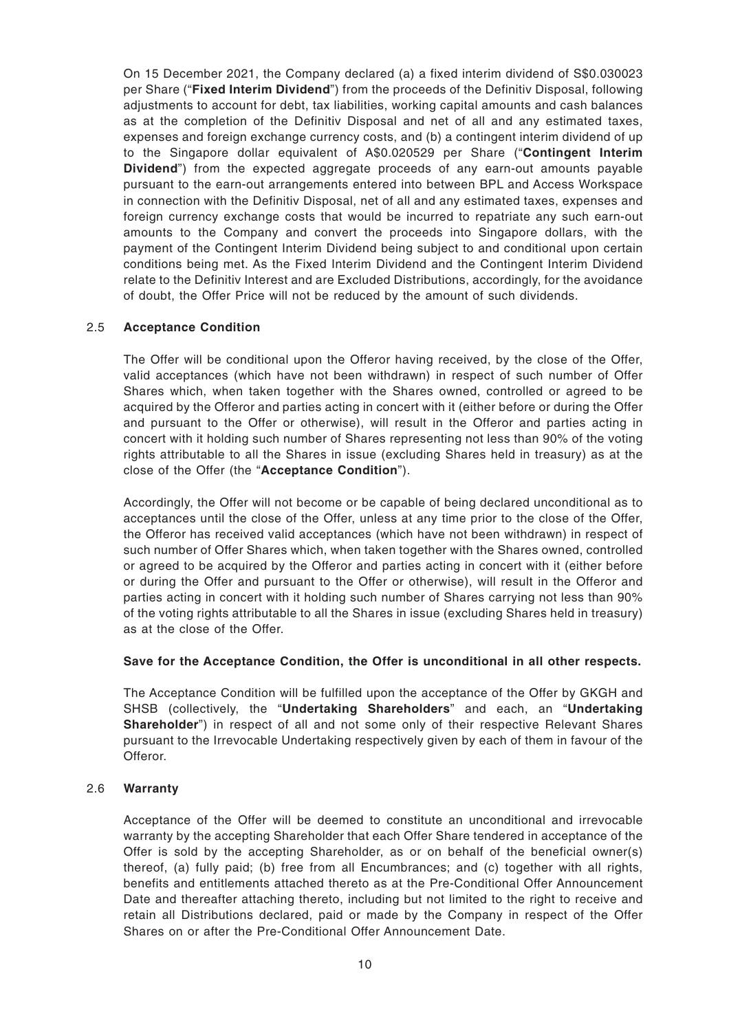On 15 December 2021, the Company declared (a) a fixed interim dividend of S$0.030023 per Share ("**Fixed Interim Dividend**") from the proceeds of the Definitiv Disposal, following adjustments to account for debt, tax liabilities, working capital amounts and cash balances as at the completion of the Definitiv Disposal and net of all and any estimated taxes, expenses and foreign exchange currency costs, and (b) a contingent interim dividend of up to the Singapore dollar equivalent of A$0.020529 per Share ("**Contingent Interim Dividend**") from the expected aggregate proceeds of any earn-out amounts payable pursuant to the earn-out arrangements entered into between BPL and Access Workspace in connection with the Definitiv Disposal, net of all and any estimated taxes, expenses and foreign currency exchange costs that would be incurred to repatriate any such earn-out amounts to the Company and convert the proceeds into Singapore dollars, with the payment of the Contingent Interim Dividend being subject to and conditional upon certain conditions being met. As the Fixed Interim Dividend and the Contingent Interim Dividend relate to the Definitiv Interest and are Excluded Distributions, accordingly, for the avoidance of doubt, the Offer Price will not be reduced by the amount of such dividends.

### 2.5 Acceptance Condition

The Offer will be conditional upon the Offeror having received, by the close of the Offer, valid acceptances (which have not been withdrawn) in respect of such number of Offer Shares which, when taken together with the Shares owned, controlled or agreed to be acquired by the Offeror and parties acting in concert with it (either before or during the Offer and pursuant to the Offer or otherwise), will result in the Offeror and parties acting in concert with it holding such number of Shares representing not less than 90% of the voting rights attributable to all the Shares in issue (excluding Shares held in treasury) as at the close of the Offer (the "**Acceptance Condition**").

Accordingly, the Offer will not become or be capable of being declared unconditional as to acceptances until the close of the Offer, unless at any time prior to the close of the Offer, the Offeror has received valid acceptances (which have not been withdrawn) in respect of such number of Offer Shares which, when taken together with the Shares owned, controlled or agreed to be acquired by the Offeror and parties acting in concert with it (either before or during the Offer and pursuant to the Offer or otherwise), will result in the Offeror and parties acting in concert with it holding such number of Shares carrying not less than 90% of the voting rights attributable to all the Shares in issue (excluding Shares held in treasury) as at the close of the Offer.

**Save for the Acceptance Condition, the Offer is unconditional in all other respects.**

The Acceptance Condition will be fulfilled upon the acceptance of the Offer by GKGH and SHSB (collectively, the "**Undertaking Shareholders**" and each, an "**Undertaking Shareholder**") in respect of all and not some only of their respective Relevant Shares pursuant to the Irrevocable Undertaking respectively given by each of them in favour of the Offeror.

### 2.6 Warranty

Acceptance of the Offer will be deemed to constitute an unconditional and irrevocable warranty by the accepting Shareholder that each Offer Share tendered in acceptance of the Offer is sold by the accepting Shareholder, as or on behalf of the beneficial owner(s) thereof, (a) fully paid; (b) free from all Encumbrances; and (c) together with all rights, benefits and entitlements attached thereto as at the Pre-Conditional Offer Announcement Date and thereafter attaching thereto, including but not limited to the right to receive and retain all Distributions declared, paid or made by the Company in respect of the Offer Shares on or after the Pre-Conditional Offer Announcement Date.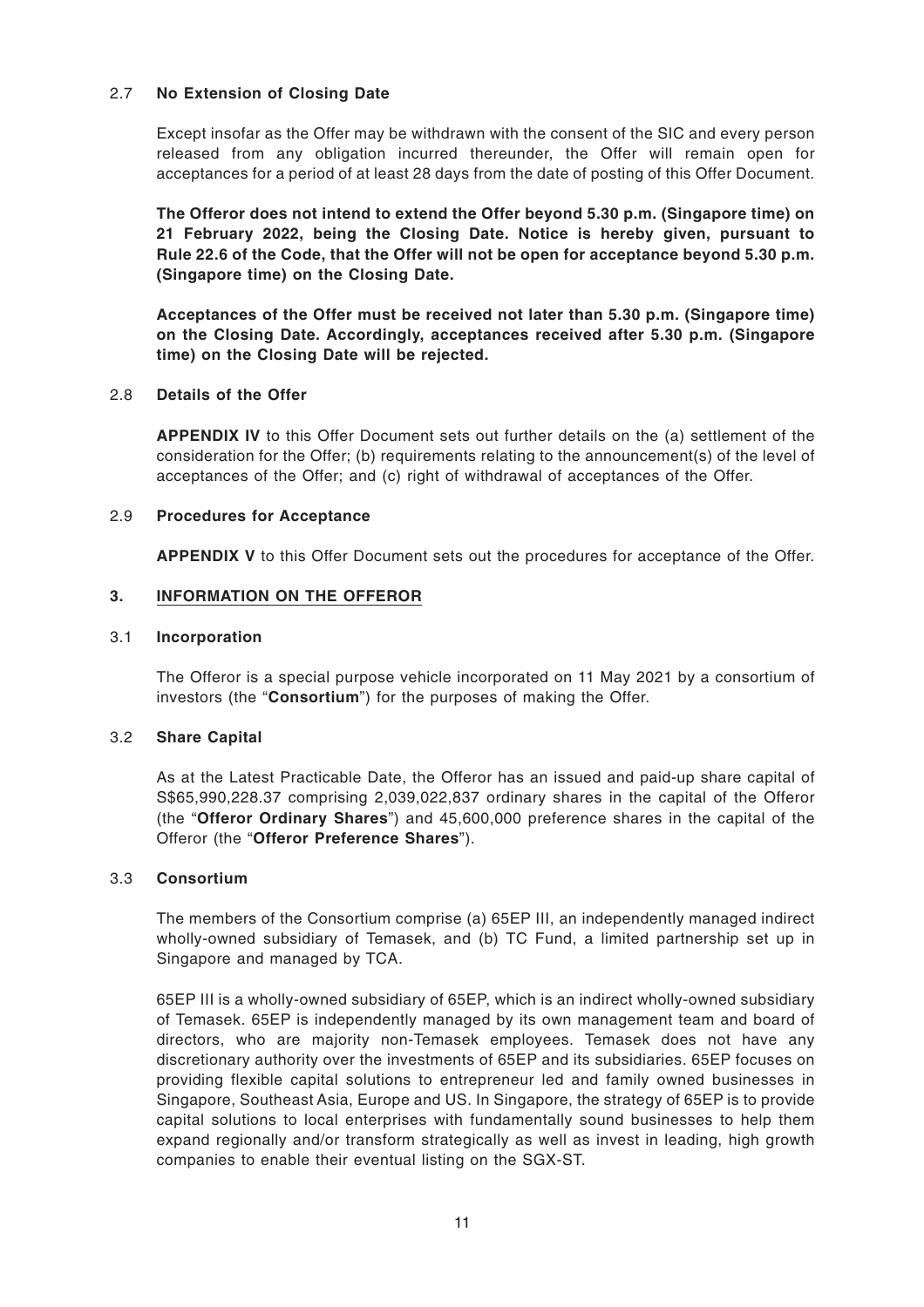### 2.7 No Extension of Closing Date

Except insofar as the Offer may be withdrawn with the consent of the SIC and every person released from any obligation incurred thereunder, the Offer will remain open for acceptances for a period of at least 28 days from the date of posting of this Offer Document.

**The Offeror does not intend to extend the Offer beyond 5.30 p.m. (Singapore time) on 21 February 2022, being the Closing Date. Notice is hereby given, pursuant to Rule 22.6 of the Code, that the Offer will not be open for acceptance beyond 5.30 p.m. (Singapore time) on the Closing Date.**

**Acceptances of the Offer must be received not later than 5.30 p.m. (Singapore time) on the Closing Date. Accordingly, acceptances received after 5.30 p.m. (Singapore time) on the Closing Date will be rejected.**

### 2.8 Details of the Offer

**APPENDIX IV** to this Offer Document sets out further details on the (a) settlement of the consideration for the Offer; (b) requirements relating to the announcement(s) of the level of acceptances of the Offer; and (c) right of withdrawal of acceptances of the Offer.

### 2.9 Procedures for Acceptance

**APPENDIX V** to this Offer Document sets out the procedures for acceptance of the Offer.

## 3. INFORMATION ON THE OFFEROR

### 3.1 Incorporation

The Offeror is a special purpose vehicle incorporated on 11 May 2021 by a consortium of investors (the "**Consortium**") for the purposes of making the Offer.

### 3.2 Share Capital

As at the Latest Practicable Date, the Offeror has an issued and paid-up share capital of S$65,990,228.37 comprising 2,039,022,837 ordinary shares in the capital of the Offeror (the "**Offeror Ordinary Shares**") and 45,600,000 preference shares in the capital of the Offeror (the "**Offeror Preference Shares**").

### 3.3 Consortium

The members of the Consortium comprise (a) 65EP III, an independently managed indirect wholly-owned subsidiary of Temasek, and (b) TC Fund, a limited partnership set up in Singapore and managed by TCA.

65EP III is a wholly-owned subsidiary of 65EP, which is an indirect wholly-owned subsidiary of Temasek. 65EP is independently managed by its own management team and board of directors, who are majority non-Temasek employees. Temasek does not have any discretionary authority over the investments of 65EP and its subsidiaries. 65EP focuses on providing flexible capital solutions to entrepreneur led and family owned businesses in Singapore, Southeast Asia, Europe and US. In Singapore, the strategy of 65EP is to provide capital solutions to local enterprises with fundamentally sound businesses to help them expand regionally and/or transform strategically as well as invest in leading, high growth companies to enable their eventual listing on the SGX-ST.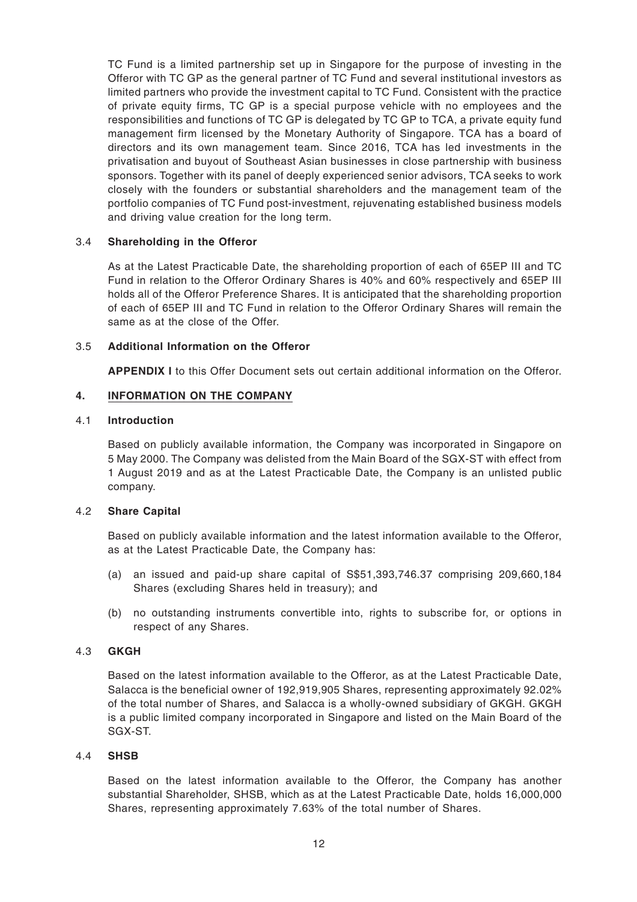TC Fund is a limited partnership set up in Singapore for the purpose of investing in the Offeror with TC GP as the general partner of TC Fund and several institutional investors as limited partners who provide the investment capital to TC Fund. Consistent with the practice of private equity firms, TC GP is a special purpose vehicle with no employees and the responsibilities and functions of TC GP is delegated by TC GP to TCA, a private equity fund management firm licensed by the Monetary Authority of Singapore. TCA has a board of directors and its own management team. Since 2016, TCA has led investments in the privatisation and buyout of Southeast Asian businesses in close partnership with business sponsors. Together with its panel of deeply experienced senior advisors, TCA seeks to work closely with the founders or substantial shareholders and the management team of the portfolio companies of TC Fund post-investment, rejuvenating established business models and driving value creation for the long term.

### 3.4 Shareholding in the Offeror

As at the Latest Practicable Date, the shareholding proportion of each of 65EP III and TC Fund in relation to the Offeror Ordinary Shares is 40% and 60% respectively and 65EP III holds all of the Offeror Preference Shares. It is anticipated that the shareholding proportion of each of 65EP III and TC Fund in relation to the Offeror Ordinary Shares will remain the same as at the close of the Offer.

### 3.5 Additional Information on the Offeror

**APPENDIX I** to this Offer Document sets out certain additional information on the Offeror.

## 4. INFORMATION ON THE COMPANY

### 4.1 Introduction

Based on publicly available information, the Company was incorporated in Singapore on 5 May 2000. The Company was delisted from the Main Board of the SGX-ST with effect from 1 August 2019 and as at the Latest Practicable Date, the Company is an unlisted public company.

### 4.2 Share Capital

Based on publicly available information and the latest information available to the Offeror, as at the Latest Practicable Date, the Company has:

(a) an issued and paid-up share capital of S$51,393,746.37 comprising 209,660,184 Shares (excluding Shares held in treasury); and

(b) no outstanding instruments convertible into, rights to subscribe for, or options in respect of any Shares.

### 4.3 GKGH

Based on the latest information available to the Offeror, as at the Latest Practicable Date, Salacca is the beneficial owner of 192,919,905 Shares, representing approximately 92.02% of the total number of Shares, and Salacca is a wholly-owned subsidiary of GKGH. GKGH is a public limited company incorporated in Singapore and listed on the Main Board of the SGX-ST.

### 4.4 SHSB

Based on the latest information available to the Offeror, the Company has another substantial Shareholder, SHSB, which as at the Latest Practicable Date, holds 16,000,000 Shares, representing approximately 7.63% of the total number of Shares.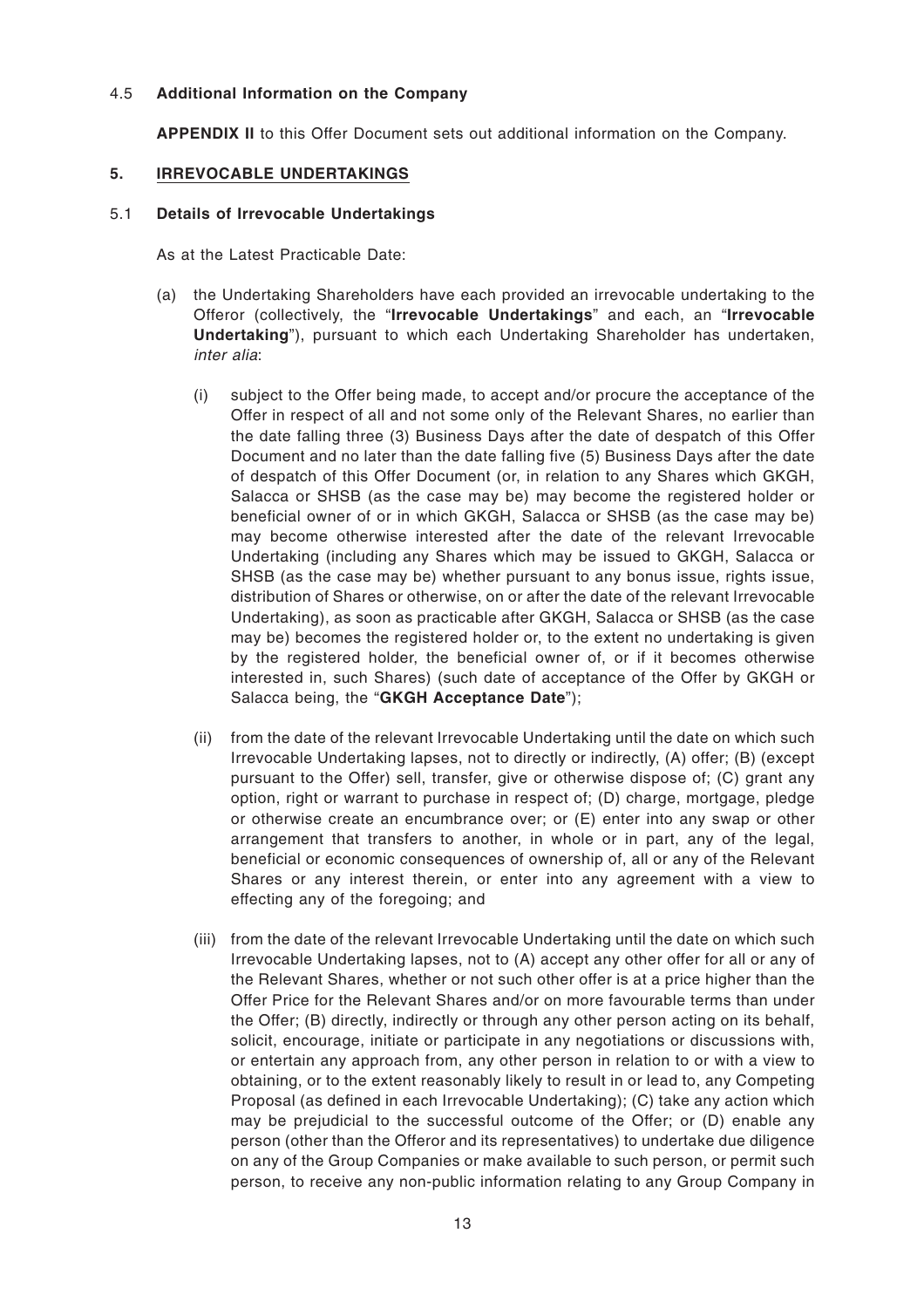### 4.5 Additional Information on the Company

**APPENDIX II** to this Offer Document sets out additional information on the Company.

## 5. IRREVOCABLE UNDERTAKINGS

### 5.1 Details of Irrevocable Undertakings

As at the Latest Practicable Date:

(a) the Undertaking Shareholders have each provided an irrevocable undertaking to the Offeror (collectively, the "**Irrevocable Undertakings**" and each, an "**Irrevocable Undertaking**"), pursuant to which each Undertaking Shareholder has undertaken, *inter alia*:

(i) subject to the Offer being made, to accept and/or procure the acceptance of the Offer in respect of all and not some only of the Relevant Shares, no earlier than the date falling three (3) Business Days after the date of despatch of this Offer Document and no later than the date falling five (5) Business Days after the date of despatch of this Offer Document (or, in relation to any Shares which GKGH, Salacca or SHSB (as the case may be) may become the registered holder or beneficial owner of or in which GKGH, Salacca or SHSB (as the case may be) may become otherwise interested after the date of the relevant Irrevocable Undertaking (including any Shares which may be issued to GKGH, Salacca or SHSB (as the case may be) whether pursuant to any bonus issue, rights issue, distribution of Shares or otherwise, on or after the date of the relevant Irrevocable Undertaking), as soon as practicable after GKGH, Salacca or SHSB (as the case may be) becomes the registered holder or, to the extent no undertaking is given by the registered holder, the beneficial owner of, or if it becomes otherwise interested in, such Shares) (such date of acceptance of the Offer by GKGH or Salacca being, the "**GKGH Acceptance Date**");

(ii) from the date of the relevant Irrevocable Undertaking until the date on which such Irrevocable Undertaking lapses, not to directly or indirectly, (A) offer; (B) (except pursuant to the Offer) sell, transfer, give or otherwise dispose of; (C) grant any option, right or warrant to purchase in respect of; (D) charge, mortgage, pledge or otherwise create an encumbrance over; or (E) enter into any swap or other arrangement that transfers to another, in whole or in part, any of the legal, beneficial or economic consequences of ownership of, all or any of the Relevant Shares or any interest therein, or enter into any agreement with a view to effecting any of the foregoing; and

(iii) from the date of the relevant Irrevocable Undertaking until the date on which such Irrevocable Undertaking lapses, not to (A) accept any other offer for all or any of the Relevant Shares, whether or not such other offer is at a price higher than the Offer Price for the Relevant Shares and/or on more favourable terms than under the Offer; (B) directly, indirectly or through any other person acting on its behalf, solicit, encourage, initiate or participate in any negotiations or discussions with, or entertain any approach from, any other person in relation to or with a view to obtaining, or to the extent reasonably likely to result in or lead to, any Competing Proposal (as defined in each Irrevocable Undertaking); (C) take any action which may be prejudicial to the successful outcome of the Offer; or (D) enable any person (other than the Offeror and its representatives) to undertake due diligence on any of the Group Companies or make available to such person, or permit such person, to receive any non-public information relating to any Group Company in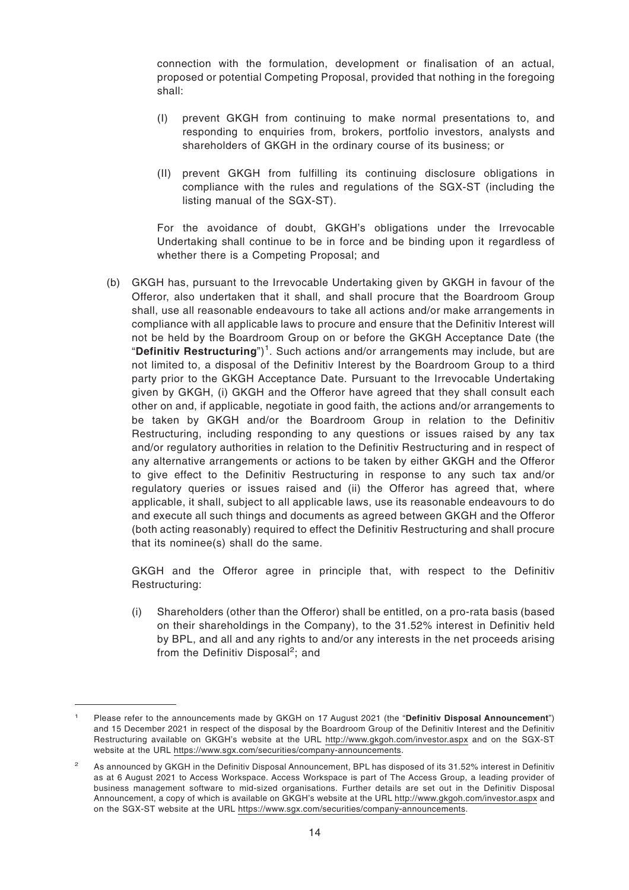connection with the formulation, development or finalisation of an actual, proposed or potential Competing Proposal, provided that nothing in the foregoing shall:

(I) prevent GKGH from continuing to make normal presentations to, and responding to enquiries from, brokers, portfolio investors, analysts and shareholders of GKGH in the ordinary course of its business; or

(II) prevent GKGH from fulfilling its continuing disclosure obligations in compliance with the rules and regulations of the SGX-ST (including the listing manual of the SGX-ST).

For the avoidance of doubt, GKGH's obligations under the Irrevocable Undertaking shall continue to be in force and be binding upon it regardless of whether there is a Competing Proposal; and

(b) GKGH has, pursuant to the Irrevocable Undertaking given by GKGH in favour of the Offeror, also undertaken that it shall, and shall procure that the Boardroom Group shall, use all reasonable endeavours to take all actions and/or make arrangements in compliance with all applicable laws to procure and ensure that the Definitiv Interest will not be held by the Boardroom Group on or before the GKGH Acceptance Date (the "**Definitiv Restructuring**")[1]. Such actions and/or arrangements may include, but are not limited to, a disposal of the Definitiv Interest by the Boardroom Group to a third party prior to the GKGH Acceptance Date. Pursuant to the Irrevocable Undertaking given by GKGH, (i) GKGH and the Offeror have agreed that they shall consult each other on and, if applicable, negotiate in good faith, the actions and/or arrangements to be taken by GKGH and/or the Boardroom Group in relation to the Definitiv Restructuring, including responding to any questions or issues raised by any tax and/or regulatory authorities in relation to the Definitiv Restructuring and in respect of any alternative arrangements or actions to be taken by either GKGH and the Offeror to give effect to the Definitiv Restructuring in response to any such tax and/or regulatory queries or issues raised and (ii) the Offeror has agreed that, where applicable, it shall, subject to all applicable laws, use its reasonable endeavours to do and execute all such things and documents as agreed between GKGH and the Offeror (both acting reasonably) required to effect the Definitiv Restructuring and shall procure that its nominee(s) shall do the same.

GKGH and the Offeror agree in principle that, with respect to the Definitiv Restructuring:

(i) Shareholders (other than the Offeror) shall be entitled, on a pro-rata basis (based on their shareholdings in the Company), to the 31.52% interest in Definitiv held by BPL, and all and any rights to and/or any interests in the net proceeds arising from the Definitiv Disposal[2]; and

---

[1] Please refer to the announcements made by GKGH on 17 August 2021 (the "**Definitiv Disposal Announcement**") and 15 December 2021 in respect of the disposal by the Boardroom Group of the Definitiv Interest and the Definitiv Restructuring available on GKGH's website at the URL http://www.gkgoh.com/investor.aspx and on the SGX-ST website at the URL https://www.sgx.com/securities/company-announcements.

[2] As announced by GKGH in the Definitiv Disposal Announcement, BPL has disposed of its 31.52% interest in Definitiv as at 6 August 2021 to Access Workspace. Access Workspace is part of The Access Group, a leading provider of business management software to mid-sized organisations. Further details are set out in the Definitiv Disposal Announcement, a copy of which is available on GKGH's website at the URL http://www.gkgoh.com/investor.aspx and on the SGX-ST website at the URL https://www.sgx.com/securities/company-announcements.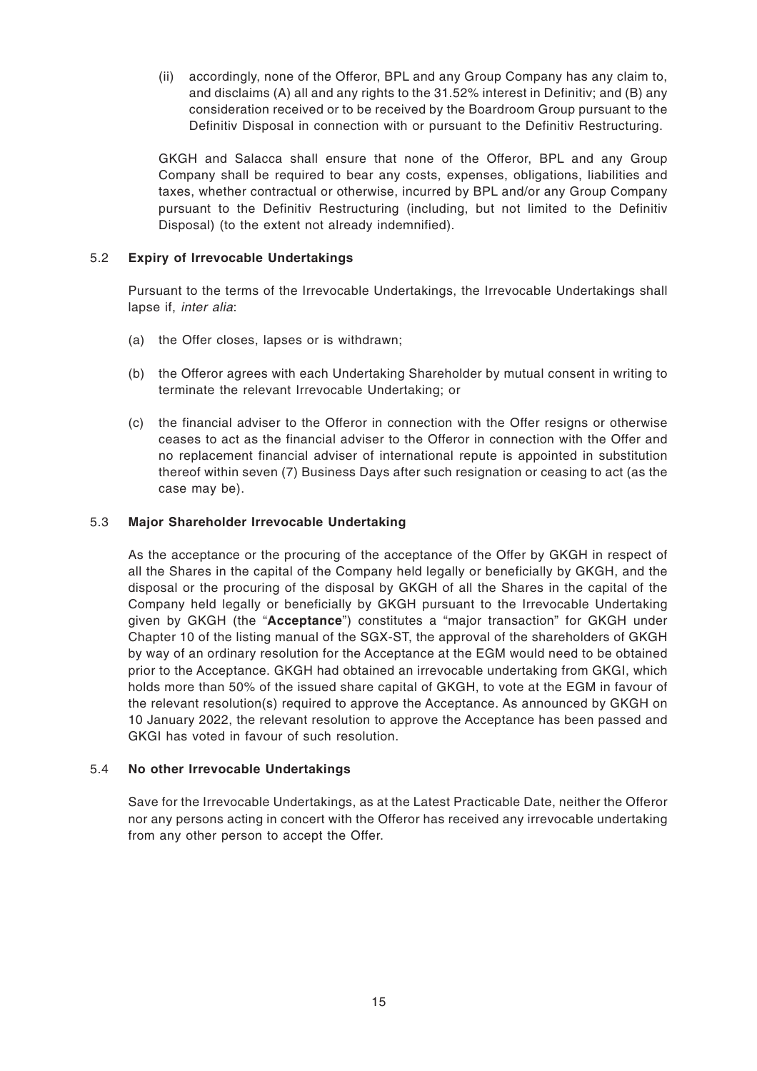(ii) accordingly, none of the Offeror, BPL and any Group Company has any claim to, and disclaims (A) all and any rights to the 31.52% interest in Definitiv; and (B) any consideration received or to be received by the Boardroom Group pursuant to the Definitiv Disposal in connection with or pursuant to the Definitiv Restructuring.

GKGH and Salacca shall ensure that none of the Offeror, BPL and any Group Company shall be required to bear any costs, expenses, obligations, liabilities and taxes, whether contractual or otherwise, incurred by BPL and/or any Group Company pursuant to the Definitiv Restructuring (including, but not limited to the Definitiv Disposal) (to the extent not already indemnified).

### 5.2 Expiry of Irrevocable Undertakings

Pursuant to the terms of the Irrevocable Undertakings, the Irrevocable Undertakings shall lapse if, *inter alia*:

(a) the Offer closes, lapses or is withdrawn;

(b) the Offeror agrees with each Undertaking Shareholder by mutual consent in writing to terminate the relevant Irrevocable Undertaking; or

(c) the financial adviser to the Offeror in connection with the Offer resigns or otherwise ceases to act as the financial adviser to the Offeror in connection with the Offer and no replacement financial adviser of international repute is appointed in substitution thereof within seven (7) Business Days after such resignation or ceasing to act (as the case may be).

### 5.3 Major Shareholder Irrevocable Undertaking

As the acceptance or the procuring of the acceptance of the Offer by GKGH in respect of all the Shares in the capital of the Company held legally or beneficially by GKGH, and the disposal or the procuring of the disposal by GKGH of all the Shares in the capital of the Company held legally or beneficially by GKGH pursuant to the Irrevocable Undertaking given by GKGH (the "**Acceptance**") constitutes a "major transaction" for GKGH under Chapter 10 of the listing manual of the SGX-ST, the approval of the shareholders of GKGH by way of an ordinary resolution for the Acceptance at the EGM would need to be obtained prior to the Acceptance. GKGH had obtained an irrevocable undertaking from GKGI, which holds more than 50% of the issued share capital of GKGH, to vote at the EGM in favour of the relevant resolution(s) required to approve the Acceptance. As announced by GKGH on 10 January 2022, the relevant resolution to approve the Acceptance has been passed and GKGI has voted in favour of such resolution.

### 5.4 No other Irrevocable Undertakings

Save for the Irrevocable Undertakings, as at the Latest Practicable Date, neither the Offeror nor any persons acting in concert with the Offeror has received any irrevocable undertaking from any other person to accept the Offer.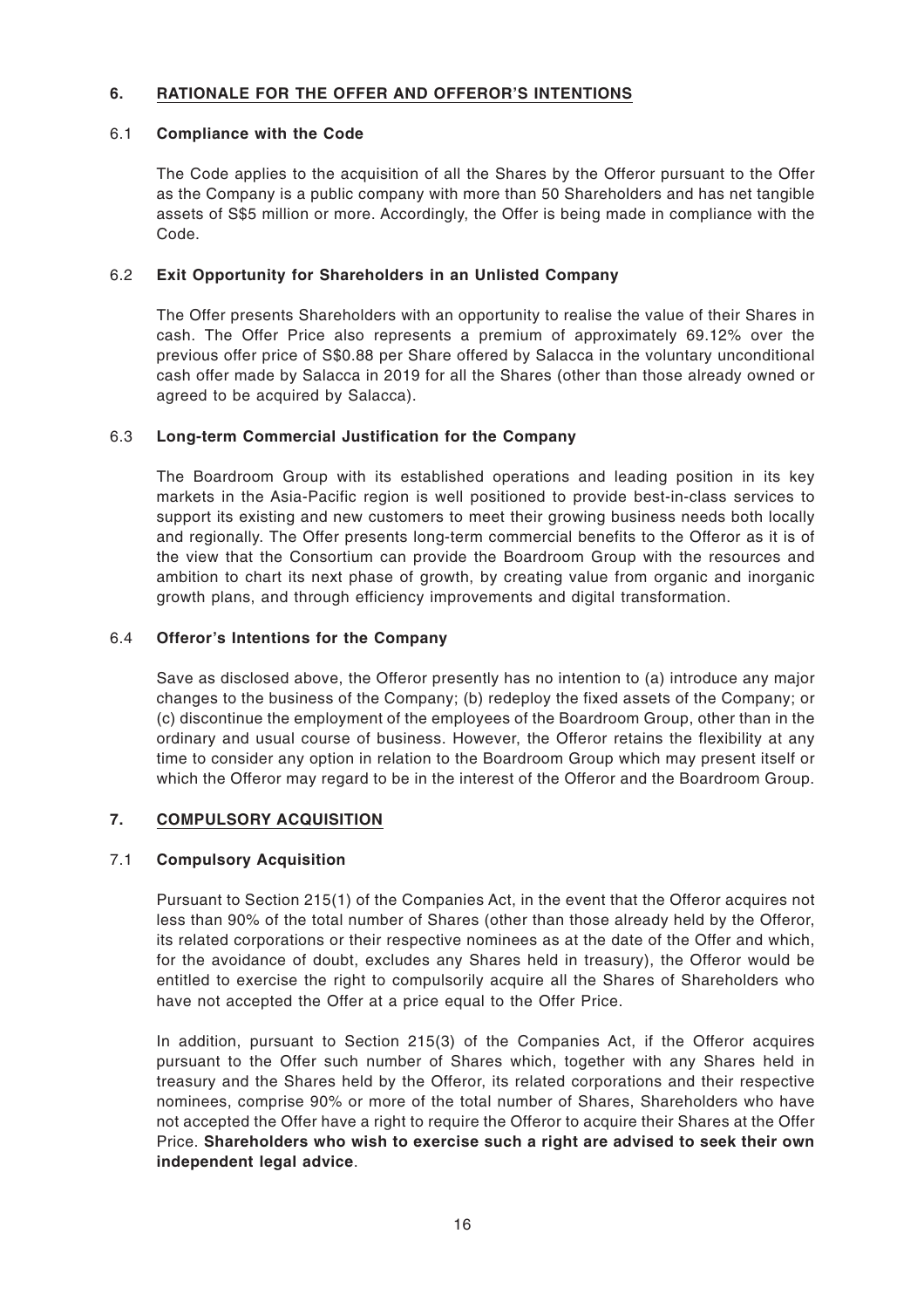## 6. RATIONALE FOR THE OFFER AND OFFEROR'S INTENTIONS

### 6.1 Compliance with the Code

The Code applies to the acquisition of all the Shares by the Offeror pursuant to the Offer as the Company is a public company with more than 50 Shareholders and has net tangible assets of S$5 million or more. Accordingly, the Offer is being made in compliance with the Code.

### 6.2 Exit Opportunity for Shareholders in an Unlisted Company

The Offer presents Shareholders with an opportunity to realise the value of their Shares in cash. The Offer Price also represents a premium of approximately 69.12% over the previous offer price of S$0.88 per Share offered by Salacca in the voluntary unconditional cash offer made by Salacca in 2019 for all the Shares (other than those already owned or agreed to be acquired by Salacca).

### 6.3 Long-term Commercial Justification for the Company

The Boardroom Group with its established operations and leading position in its key markets in the Asia-Pacific region is well positioned to provide best-in-class services to support its existing and new customers to meet their growing business needs both locally and regionally. The Offer presents long-term commercial benefits to the Offeror as it is of the view that the Consortium can provide the Boardroom Group with the resources and ambition to chart its next phase of growth, by creating value from organic and inorganic growth plans, and through efficiency improvements and digital transformation.

### 6.4 Offeror's Intentions for the Company

Save as disclosed above, the Offeror presently has no intention to (a) introduce any major changes to the business of the Company; (b) redeploy the fixed assets of the Company; or (c) discontinue the employment of the employees of the Boardroom Group, other than in the ordinary and usual course of business. However, the Offeror retains the flexibility at any time to consider any option in relation to the Boardroom Group which may present itself or which the Offeror may regard to be in the interest of the Offeror and the Boardroom Group.

## 7. COMPULSORY ACQUISITION

### 7.1 Compulsory Acquisition

Pursuant to Section 215(1) of the Companies Act, in the event that the Offeror acquires not less than 90% of the total number of Shares (other than those already held by the Offeror, its related corporations or their respective nominees as at the date of the Offer and which, for the avoidance of doubt, excludes any Shares held in treasury), the Offeror would be entitled to exercise the right to compulsorily acquire all the Shares of Shareholders who have not accepted the Offer at a price equal to the Offer Price.

In addition, pursuant to Section 215(3) of the Companies Act, if the Offeror acquires pursuant to the Offer such number of Shares which, together with any Shares held in treasury and the Shares held by the Offeror, its related corporations and their respective nominees, comprise 90% or more of the total number of Shares, Shareholders who have not accepted the Offer have a right to require the Offeror to acquire their Shares at the Offer Price. **Shareholders who wish to exercise such a right are advised to seek their own independent legal advice**.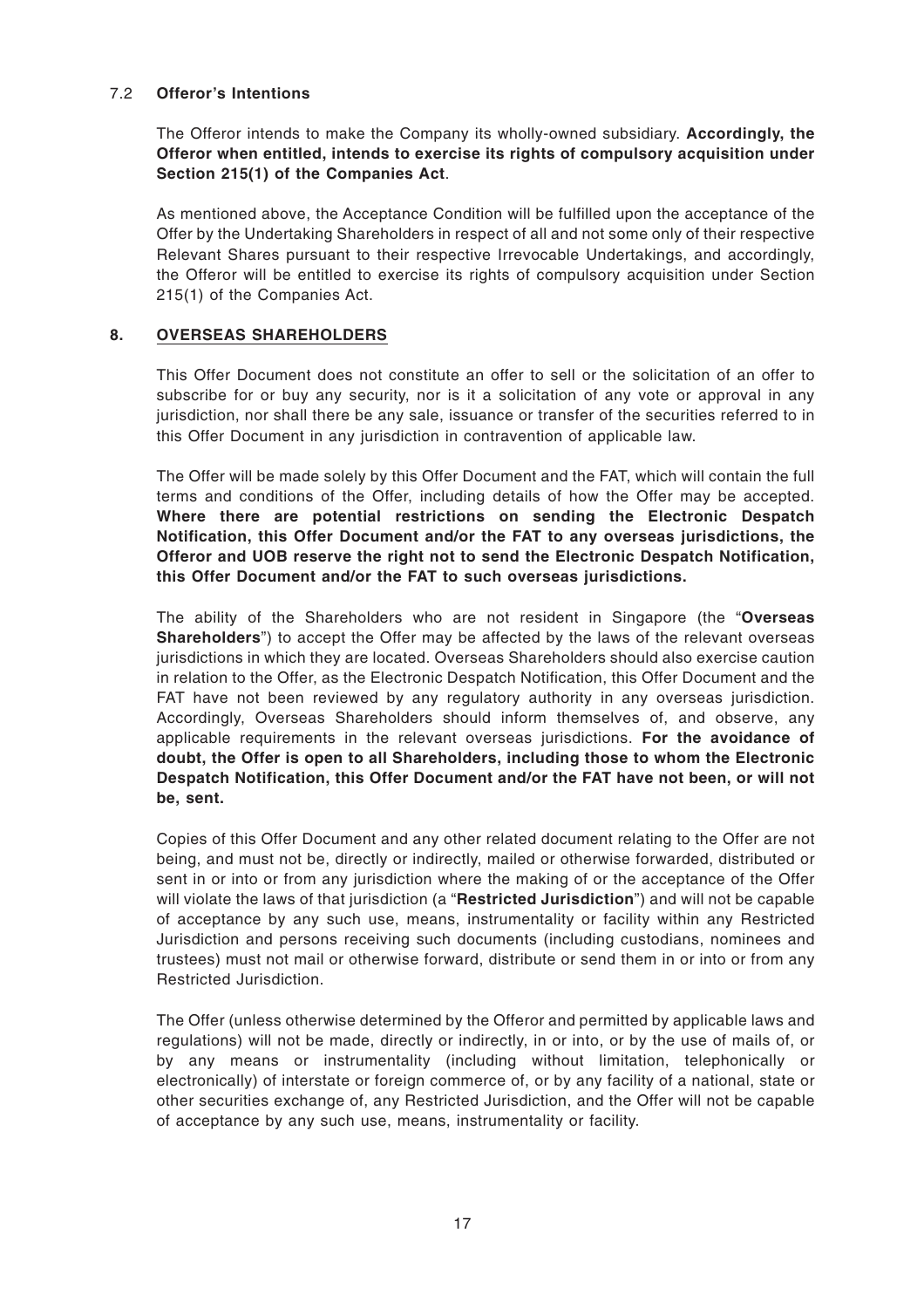### 7.2 Offeror's Intentions

The Offeror intends to make the Company its wholly-owned subsidiary. **Accordingly, the Offeror when entitled, intends to exercise its rights of compulsory acquisition under Section 215(1) of the Companies Act**.

As mentioned above, the Acceptance Condition will be fulfilled upon the acceptance of the Offer by the Undertaking Shareholders in respect of all and not some only of their respective Relevant Shares pursuant to their respective Irrevocable Undertakings, and accordingly, the Offeror will be entitled to exercise its rights of compulsory acquisition under Section 215(1) of the Companies Act.

## 8. OVERSEAS SHAREHOLDERS

This Offer Document does not constitute an offer to sell or the solicitation of an offer to subscribe for or buy any security, nor is it a solicitation of any vote or approval in any jurisdiction, nor shall there be any sale, issuance or transfer of the securities referred to in this Offer Document in any jurisdiction in contravention of applicable law.

The Offer will be made solely by this Offer Document and the FAT, which will contain the full terms and conditions of the Offer, including details of how the Offer may be accepted. **Where there are potential restrictions on sending the Electronic Despatch Notification, this Offer Document and/or the FAT to any overseas jurisdictions, the Offeror and UOB reserve the right not to send the Electronic Despatch Notification, this Offer Document and/or the FAT to such overseas jurisdictions.**

The ability of the Shareholders who are not resident in Singapore (the "**Overseas Shareholders**") to accept the Offer may be affected by the laws of the relevant overseas jurisdictions in which they are located. Overseas Shareholders should also exercise caution in relation to the Offer, as the Electronic Despatch Notification, this Offer Document and the FAT have not been reviewed by any regulatory authority in any overseas jurisdiction. Accordingly, Overseas Shareholders should inform themselves of, and observe, any applicable requirements in the relevant overseas jurisdictions. **For the avoidance of doubt, the Offer is open to all Shareholders, including those to whom the Electronic Despatch Notification, this Offer Document and/or the FAT have not been, or will not be, sent.**

Copies of this Offer Document and any other related document relating to the Offer are not being, and must not be, directly or indirectly, mailed or otherwise forwarded, distributed or sent in or into or from any jurisdiction where the making of or the acceptance of the Offer will violate the laws of that jurisdiction (a "**Restricted Jurisdiction**") and will not be capable of acceptance by any such use, means, instrumentality or facility within any Restricted Jurisdiction and persons receiving such documents (including custodians, nominees and trustees) must not mail or otherwise forward, distribute or send them in or into or from any Restricted Jurisdiction.

The Offer (unless otherwise determined by the Offeror and permitted by applicable laws and regulations) will not be made, directly or indirectly, in or into, or by the use of mails of, or by any means or instrumentality (including without limitation, telephonically or electronically) of interstate or foreign commerce of, or by any facility of a national, state or other securities exchange of, any Restricted Jurisdiction, and the Offer will not be capable of acceptance by any such use, means, instrumentality or facility.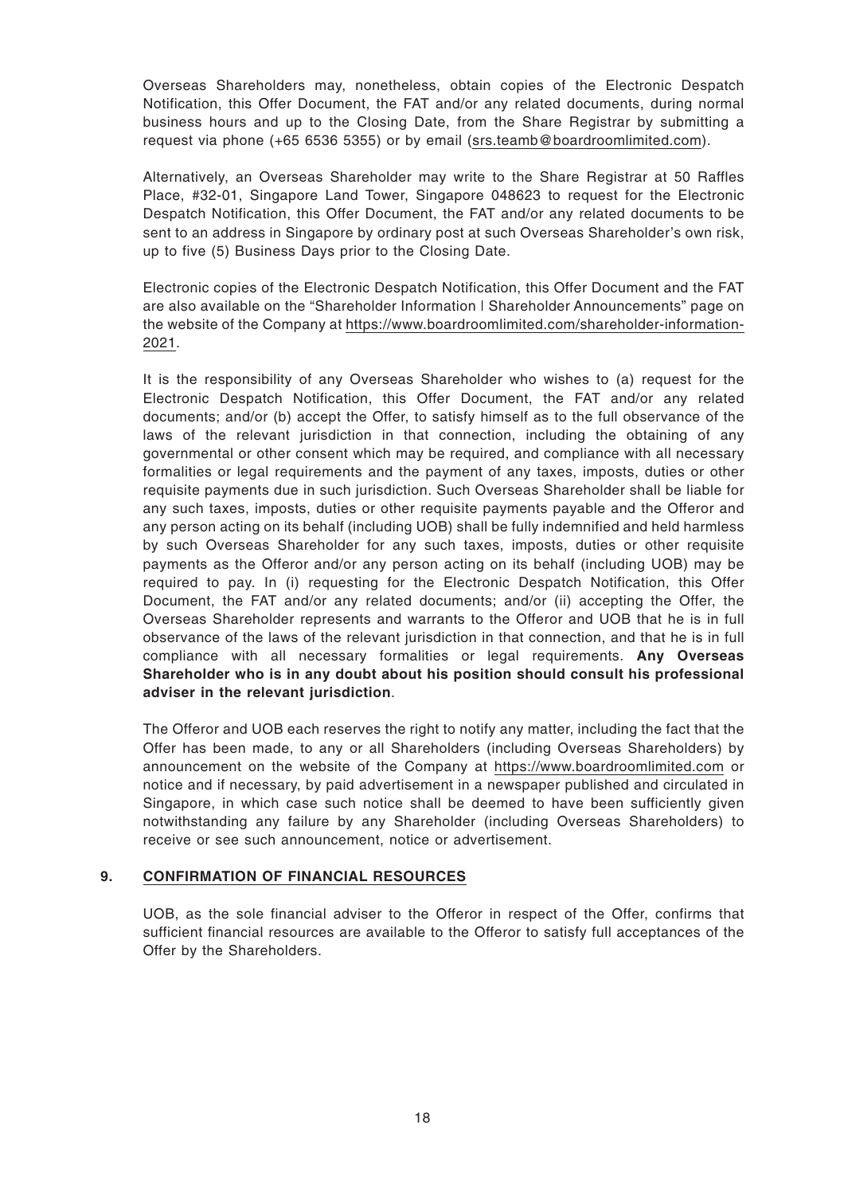Overseas Shareholders may, nonetheless, obtain copies of the Electronic Despatch Notification, this Offer Document, the FAT and/or any related documents, during normal business hours and up to the Closing Date, from the Share Registrar by submitting a request via phone (+65 6536 5355) or by email (srs.teamb@boardroomlimited.com).

Alternatively, an Overseas Shareholder may write to the Share Registrar at 50 Raffles Place, #32-01, Singapore Land Tower, Singapore 048623 to request for the Electronic Despatch Notification, this Offer Document, the FAT and/or any related documents to be sent to an address in Singapore by ordinary post at such Overseas Shareholder's own risk, up to five (5) Business Days prior to the Closing Date.

Electronic copies of the Electronic Despatch Notification, this Offer Document and the FAT are also available on the "Shareholder Information | Shareholder Announcements" page on the website of the Company at https://www.boardroomlimited.com/shareholder-information-2021.

It is the responsibility of any Overseas Shareholder who wishes to (a) request for the Electronic Despatch Notification, this Offer Document, the FAT and/or any related documents; and/or (b) accept the Offer, to satisfy himself as to the full observance of the laws of the relevant jurisdiction in that connection, including the obtaining of any governmental or other consent which may be required, and compliance with all necessary formalities or legal requirements and the payment of any taxes, imposts, duties or other requisite payments due in such jurisdiction. Such Overseas Shareholder shall be liable for any such taxes, imposts, duties or other requisite payments payable and the Offeror and any person acting on its behalf (including UOB) shall be fully indemnified and held harmless by such Overseas Shareholder for any such taxes, imposts, duties or other requisite payments as the Offeror and/or any person acting on its behalf (including UOB) may be required to pay. In (i) requesting for the Electronic Despatch Notification, this Offer Document, the FAT and/or any related documents; and/or (ii) accepting the Offer, the Overseas Shareholder represents and warrants to the Offeror and UOB that he is in full observance of the laws of the relevant jurisdiction in that connection, and that he is in full compliance with all necessary formalities or legal requirements. **Any Overseas Shareholder who is in any doubt about his position should consult his professional adviser in the relevant jurisdiction**.

The Offeror and UOB each reserves the right to notify any matter, including the fact that the Offer has been made, to any or all Shareholders (including Overseas Shareholders) by announcement on the website of the Company at https://www.boardroomlimited.com or notice and if necessary, by paid advertisement in a newspaper published and circulated in Singapore, in which case such notice shall be deemed to have been sufficiently given notwithstanding any failure by any Shareholder (including Overseas Shareholders) to receive or see such announcement, notice or advertisement.

## 9. CONFIRMATION OF FINANCIAL RESOURCES

UOB, as the sole financial adviser to the Offeror in respect of the Offer, confirms that sufficient financial resources are available to the Offeror to satisfy full acceptances of the Offer by the Shareholders.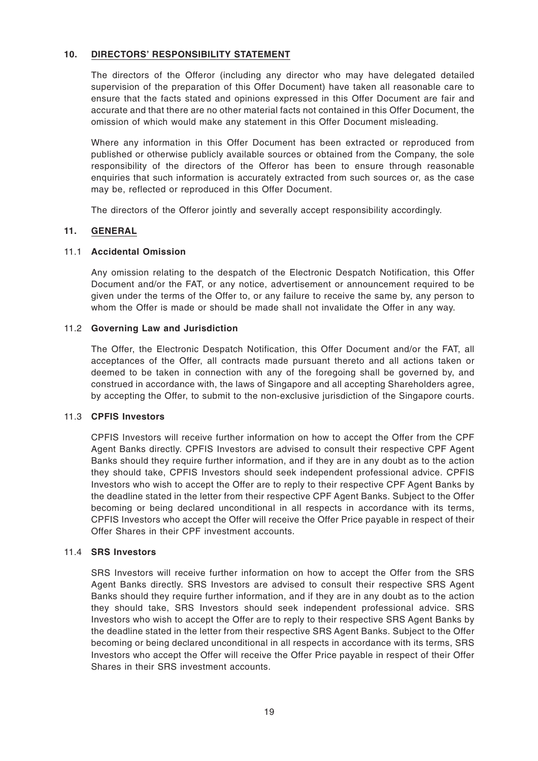## 10. DIRECTORS' RESPONSIBILITY STATEMENT

The directors of the Offeror (including any director who may have delegated detailed supervision of the preparation of this Offer Document) have taken all reasonable care to ensure that the facts stated and opinions expressed in this Offer Document are fair and accurate and that there are no other material facts not contained in this Offer Document, the omission of which would make any statement in this Offer Document misleading.

Where any information in this Offer Document has been extracted or reproduced from published or otherwise publicly available sources or obtained from the Company, the sole responsibility of the directors of the Offeror has been to ensure through reasonable enquiries that such information is accurately extracted from such sources or, as the case may be, reflected or reproduced in this Offer Document.

The directors of the Offeror jointly and severally accept responsibility accordingly.

## 11. GENERAL

### 11.1 Accidental Omission

Any omission relating to the despatch of the Electronic Despatch Notification, this Offer Document and/or the FAT, or any notice, advertisement or announcement required to be given under the terms of the Offer to, or any failure to receive the same by, any person to whom the Offer is made or should be made shall not invalidate the Offer in any way.

### 11.2 Governing Law and Jurisdiction

The Offer, the Electronic Despatch Notification, this Offer Document and/or the FAT, all acceptances of the Offer, all contracts made pursuant thereto and all actions taken or deemed to be taken in connection with any of the foregoing shall be governed by, and construed in accordance with, the laws of Singapore and all accepting Shareholders agree, by accepting the Offer, to submit to the non-exclusive jurisdiction of the Singapore courts.

### 11.3 CPFIS Investors

CPFIS Investors will receive further information on how to accept the Offer from the CPF Agent Banks directly. CPFIS Investors are advised to consult their respective CPF Agent Banks should they require further information, and if they are in any doubt as to the action they should take, CPFIS Investors should seek independent professional advice. CPFIS Investors who wish to accept the Offer are to reply to their respective CPF Agent Banks by the deadline stated in the letter from their respective CPF Agent Banks. Subject to the Offer becoming or being declared unconditional in all respects in accordance with its terms, CPFIS Investors who accept the Offer will receive the Offer Price payable in respect of their Offer Shares in their CPF investment accounts.

### 11.4 SRS Investors

SRS Investors will receive further information on how to accept the Offer from the SRS Agent Banks directly. SRS Investors are advised to consult their respective SRS Agent Banks should they require further information, and if they are in any doubt as to the action they should take, SRS Investors should seek independent professional advice. SRS Investors who wish to accept the Offer are to reply to their respective SRS Agent Banks by the deadline stated in the letter from their respective SRS Agent Banks. Subject to the Offer becoming or being declared unconditional in all respects in accordance with its terms, SRS Investors who accept the Offer will receive the Offer Price payable in respect of their Offer Shares in their SRS investment accounts.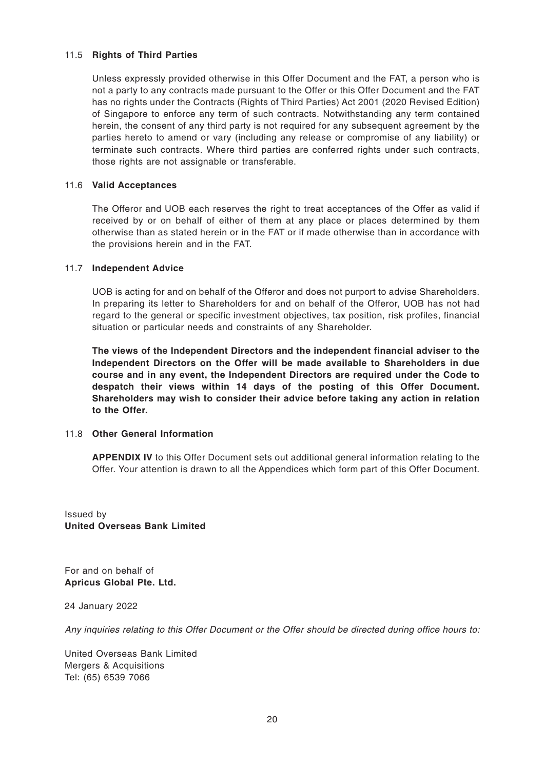### 11.5 **Rights of Third Parties**

Unless expressly provided otherwise in this Offer Document and the FAT, a person who is not a party to any contracts made pursuant to the Offer or this Offer Document and the FAT has no rights under the Contracts (Rights of Third Parties) Act 2001 (2020 Revised Edition) of Singapore to enforce any term of such contracts. Notwithstanding any term contained herein, the consent of any third party is not required for any subsequent agreement by the parties hereto to amend or vary (including any release or compromise of any liability) or terminate such contracts. Where third parties are conferred rights under such contracts, those rights are not assignable or transferable.

### 11.6 **Valid Acceptances**

The Offeror and UOB each reserves the right to treat acceptances of the Offer as valid if received by or on behalf of either of them at any place or places determined by them otherwise than as stated herein or in the FAT or if made otherwise than in accordance with the provisions herein and in the FAT.

### 11.7 **Independent Advice**

UOB is acting for and on behalf of the Offeror and does not purport to advise Shareholders. In preparing its letter to Shareholders for and on behalf of the Offeror, UOB has not had regard to the general or specific investment objectives, tax position, risk profiles, financial situation or particular needs and constraints of any Shareholder.

**The views of the Independent Directors and the independent financial adviser to the Independent Directors on the Offer will be made available to Shareholders in due course and in any event, the Independent Directors are required under the Code to despatch their views within 14 days of the posting of this Offer Document. Shareholders may wish to consider their advice before taking any action in relation to the Offer.**

### 11.8 **Other General Information**

**APPENDIX IV** to this Offer Document sets out additional general information relating to the Offer. Your attention is drawn to all the Appendices which form part of this Offer Document.

Issued by
**United Overseas Bank Limited**

For and on behalf of
**Apricus Global Pte. Ltd.**

24 January 2022

*Any inquiries relating to this Offer Document or the Offer should be directed during office hours to:*

United Overseas Bank Limited
Mergers & Acquisitions
Tel: (65) 6539 7066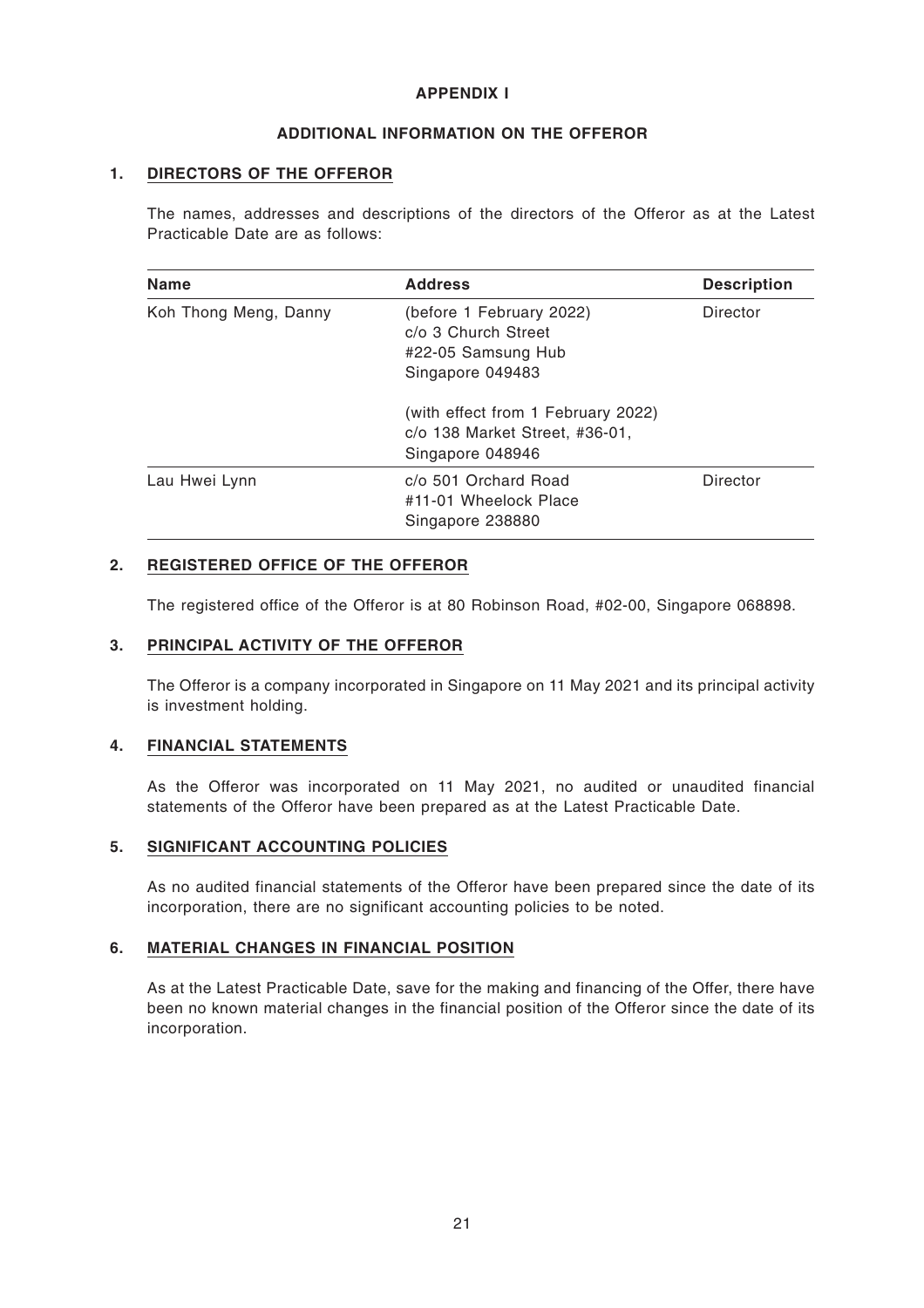# APPENDIX I

## ADDITIONAL INFORMATION ON THE OFFEROR

### 1. DIRECTORS OF THE OFFEROR

The names, addresses and descriptions of the directors of the Offeror as at the Latest Practicable Date are as follows:

| Name | Address | Description |
|---|---|---|
| Koh Thong Meng, Danny | (before 1 February 2022)<br>c/o 3 Church Street<br>#22-05 Samsung Hub<br>Singapore 049483<br><br>(with effect from 1 February 2022)<br>c/o 138 Market Street, #36-01,<br>Singapore 048946 | Director |
| Lau Hwei Lynn | c/o 501 Orchard Road<br>#11-01 Wheelock Place<br>Singapore 238880 | Director |

### 2. REGISTERED OFFICE OF THE OFFEROR

The registered office of the Offeror is at 80 Robinson Road, #02-00, Singapore 068898.

### 3. PRINCIPAL ACTIVITY OF THE OFFEROR

The Offeror is a company incorporated in Singapore on 11 May 2021 and its principal activity is investment holding.

### 4. FINANCIAL STATEMENTS

As the Offeror was incorporated on 11 May 2021, no audited or unaudited financial statements of the Offeror have been prepared as at the Latest Practicable Date.

### 5. SIGNIFICANT ACCOUNTING POLICIES

As no audited financial statements of the Offeror have been prepared since the date of its incorporation, there are no significant accounting policies to be noted.

### 6. MATERIAL CHANGES IN FINANCIAL POSITION

As at the Latest Practicable Date, save for the making and financing of the Offer, there have been no known material changes in the financial position of the Offeror since the date of its incorporation.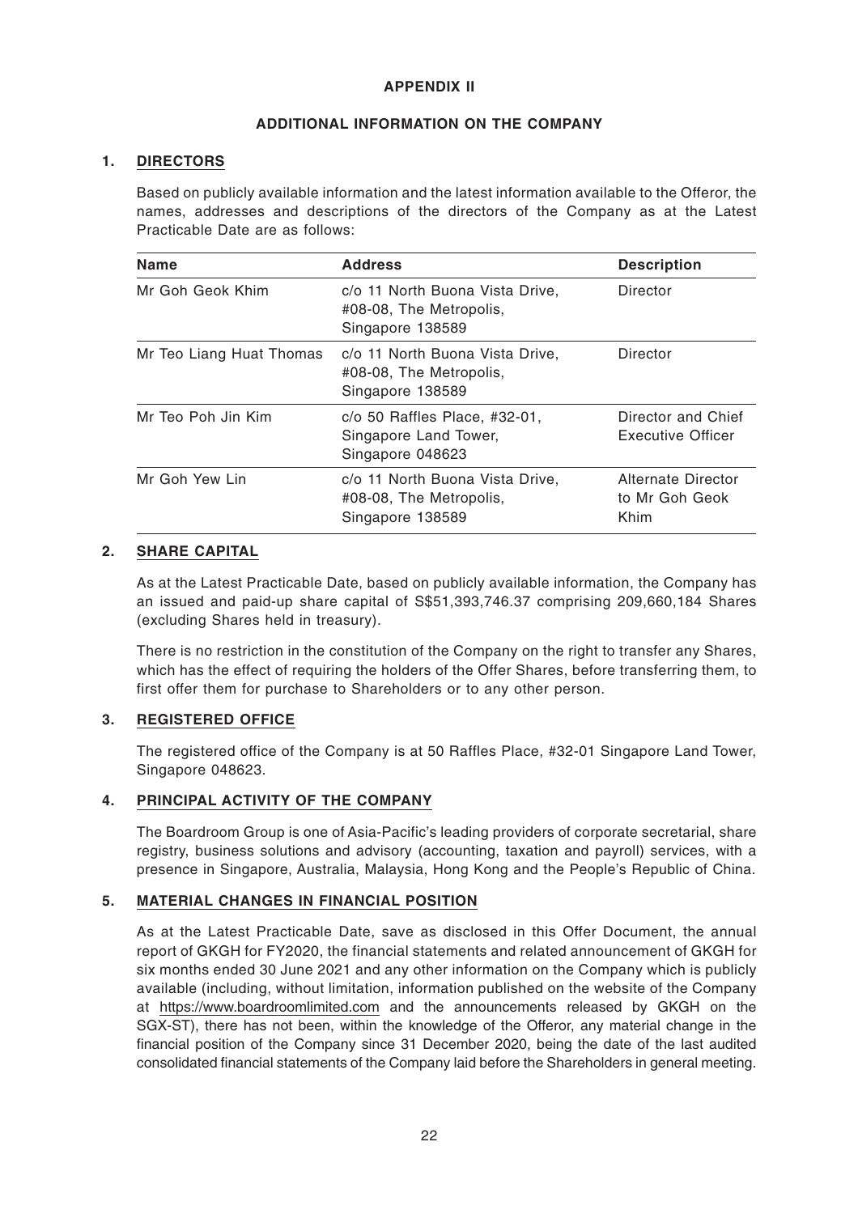# APPENDIX II

## ADDITIONAL INFORMATION ON THE COMPANY

### 1. DIRECTORS

Based on publicly available information and the latest information available to the Offeror, the names, addresses and descriptions of the directors of the Company as at the Latest Practicable Date are as follows:

| Name | Address | Description |
|---|---|---|
| Mr Goh Geok Khim | c/o 11 North Buona Vista Drive, #08-08, The Metropolis, Singapore 138589 | Director |
| Mr Teo Liang Huat Thomas | c/o 11 North Buona Vista Drive, #08-08, The Metropolis, Singapore 138589 | Director |
| Mr Teo Poh Jin Kim | c/o 50 Raffles Place, #32-01, Singapore Land Tower, Singapore 048623 | Director and Chief Executive Officer |
| Mr Goh Yew Lin | c/o 11 North Buona Vista Drive, #08-08, The Metropolis, Singapore 138589 | Alternate Director to Mr Goh Geok Khim |

### 2. SHARE CAPITAL

As at the Latest Practicable Date, based on publicly available information, the Company has an issued and paid-up share capital of S$51,393,746.37 comprising 209,660,184 Shares (excluding Shares held in treasury).

There is no restriction in the constitution of the Company on the right to transfer any Shares, which has the effect of requiring the holders of the Offer Shares, before transferring them, to first offer them for purchase to Shareholders or to any other person.

### 3. REGISTERED OFFICE

The registered office of the Company is at 50 Raffles Place, #32-01 Singapore Land Tower, Singapore 048623.

### 4. PRINCIPAL ACTIVITY OF THE COMPANY

The Boardroom Group is one of Asia-Pacific's leading providers of corporate secretarial, share registry, business solutions and advisory (accounting, taxation and payroll) services, with a presence in Singapore, Australia, Malaysia, Hong Kong and the People's Republic of China.

### 5. MATERIAL CHANGES IN FINANCIAL POSITION

As at the Latest Practicable Date, save as disclosed in this Offer Document, the annual report of GKGH for FY2020, the financial statements and related announcement of GKGH for six months ended 30 June 2021 and any other information on the Company which is publicly available (including, without limitation, information published on the website of the Company at https://www.boardroomlimited.com and the announcements released by GKGH on the SGX-ST), there has not been, within the knowledge of the Offeror, any material change in the financial position of the Company since 31 December 2020, being the date of the last audited consolidated financial statements of the Company laid before the Shareholders in general meeting.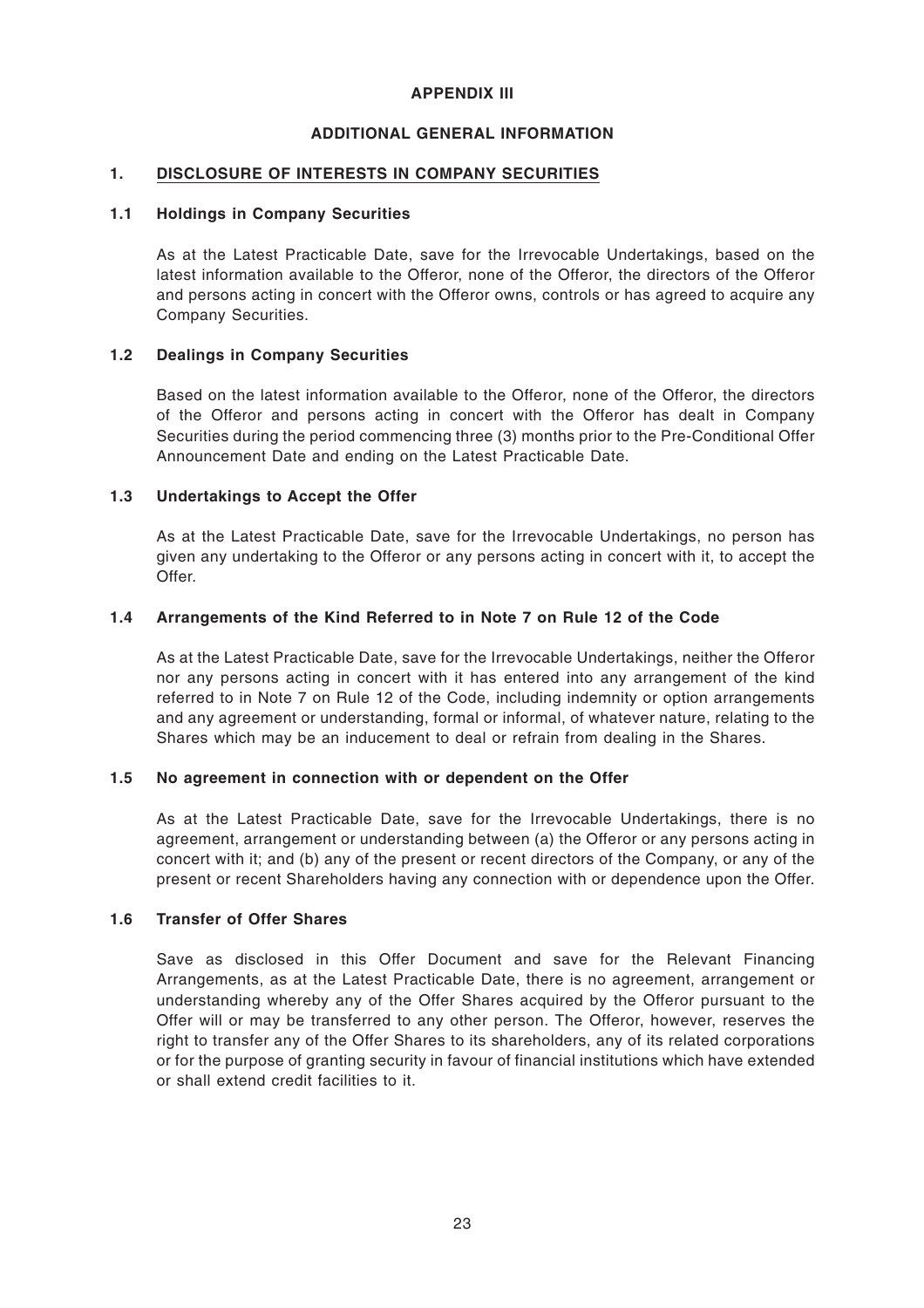## APPENDIX III

## ADDITIONAL GENERAL INFORMATION

### 1. DISCLOSURE OF INTERESTS IN COMPANY SECURITIES

#### 1.1 Holdings in Company Securities

As at the Latest Practicable Date, save for the Irrevocable Undertakings, based on the latest information available to the Offeror, none of the Offeror, the directors of the Offeror and persons acting in concert with the Offeror owns, controls or has agreed to acquire any Company Securities.

#### 1.2 Dealings in Company Securities

Based on the latest information available to the Offeror, none of the Offeror, the directors of the Offeror and persons acting in concert with the Offeror has dealt in Company Securities during the period commencing three (3) months prior to the Pre-Conditional Offer Announcement Date and ending on the Latest Practicable Date.

#### 1.3 Undertakings to Accept the Offer

As at the Latest Practicable Date, save for the Irrevocable Undertakings, no person has given any undertaking to the Offeror or any persons acting in concert with it, to accept the Offer.

#### 1.4 Arrangements of the Kind Referred to in Note 7 on Rule 12 of the Code

As at the Latest Practicable Date, save for the Irrevocable Undertakings, neither the Offeror nor any persons acting in concert with it has entered into any arrangement of the kind referred to in Note 7 on Rule 12 of the Code, including indemnity or option arrangements and any agreement or understanding, formal or informal, of whatever nature, relating to the Shares which may be an inducement to deal or refrain from dealing in the Shares.

#### 1.5 No agreement in connection with or dependent on the Offer

As at the Latest Practicable Date, save for the Irrevocable Undertakings, there is no agreement, arrangement or understanding between (a) the Offeror or any persons acting in concert with it; and (b) any of the present or recent directors of the Company, or any of the present or recent Shareholders having any connection with or dependence upon the Offer.

#### 1.6 Transfer of Offer Shares

Save as disclosed in this Offer Document and save for the Relevant Financing Arrangements, as at the Latest Practicable Date, there is no agreement, arrangement or understanding whereby any of the Offer Shares acquired by the Offeror pursuant to the Offer will or may be transferred to any other person. The Offeror, however, reserves the right to transfer any of the Offer Shares to its shareholders, any of its related corporations or for the purpose of granting security in favour of financial institutions which have extended or shall extend credit facilities to it.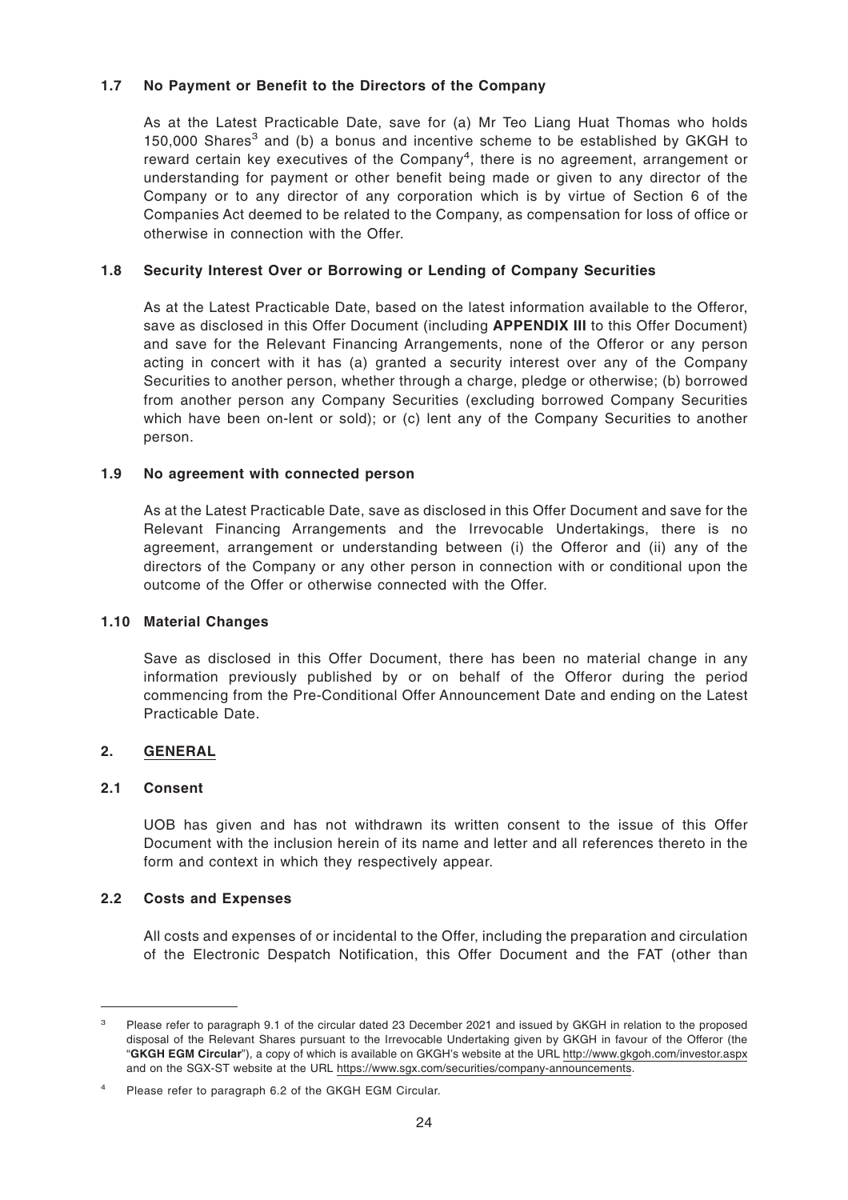### 1.7 No Payment or Benefit to the Directors of the Company

As at the Latest Practicable Date, save for (a) Mr Teo Liang Huat Thomas who holds 150,000 Shares[3] and (b) a bonus and incentive scheme to be established by GKGH to reward certain key executives of the Company[4], there is no agreement, arrangement or understanding for payment or other benefit being made or given to any director of the Company or to any director of any corporation which is by virtue of Section 6 of the Companies Act deemed to be related to the Company, as compensation for loss of office or otherwise in connection with the Offer.

### 1.8 Security Interest Over or Borrowing or Lending of Company Securities

As at the Latest Practicable Date, based on the latest information available to the Offeror, save as disclosed in this Offer Document (including **APPENDIX III** to this Offer Document) and save for the Relevant Financing Arrangements, none of the Offeror or any person acting in concert with it has (a) granted a security interest over any of the Company Securities to another person, whether through a charge, pledge or otherwise; (b) borrowed from another person any Company Securities (excluding borrowed Company Securities which have been on-lent or sold); or (c) lent any of the Company Securities to another person.

### 1.9 No agreement with connected person

As at the Latest Practicable Date, save as disclosed in this Offer Document and save for the Relevant Financing Arrangements and the Irrevocable Undertakings, there is no agreement, arrangement or understanding between (i) the Offeror and (ii) any of the directors of the Company or any other person in connection with or conditional upon the outcome of the Offer or otherwise connected with the Offer.

### 1.10 Material Changes

Save as disclosed in this Offer Document, there has been no material change in any information previously published by or on behalf of the Offeror during the period commencing from the Pre-Conditional Offer Announcement Date and ending on the Latest Practicable Date.

## 2. GENERAL

### 2.1 Consent

UOB has given and has not withdrawn its written consent to the issue of this Offer Document with the inclusion herein of its name and letter and all references thereto in the form and context in which they respectively appear.

### 2.2 Costs and Expenses

All costs and expenses of or incidental to the Offer, including the preparation and circulation of the Electronic Despatch Notification, this Offer Document and the FAT (other than

---

[3] Please refer to paragraph 9.1 of the circular dated 23 December 2021 and issued by GKGH in relation to the proposed disposal of the Relevant Shares pursuant to the Irrevocable Undertaking given by GKGH in favour of the Offeror (the "**GKGH EGM Circular**"), a copy of which is available on GKGH's website at the URL http://www.gkgoh.com/investor.aspx and on the SGX-ST website at the URL https://www.sgx.com/securities/company-announcements.

[4] Please refer to paragraph 6.2 of the GKGH EGM Circular.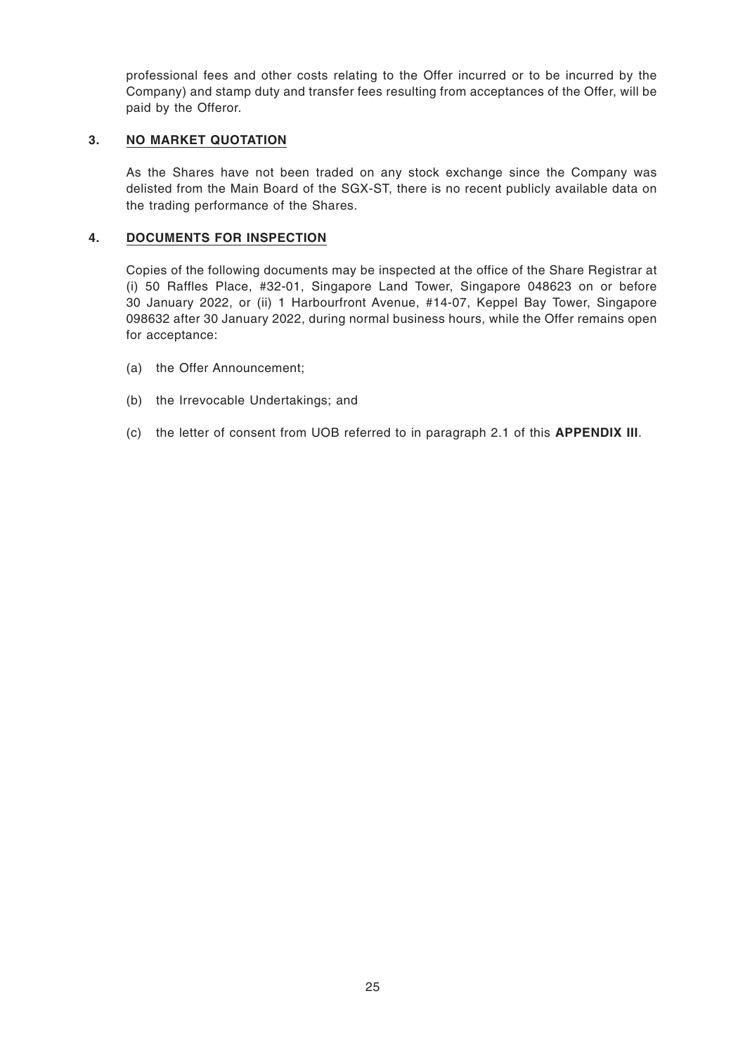professional fees and other costs relating to the Offer incurred or to be incurred by the Company) and stamp duty and transfer fees resulting from acceptances of the Offer, will be paid by the Offeror.

## 3. NO MARKET QUOTATION

As the Shares have not been traded on any stock exchange since the Company was delisted from the Main Board of the SGX-ST, there is no recent publicly available data on the trading performance of the Shares.

## 4. DOCUMENTS FOR INSPECTION

Copies of the following documents may be inspected at the office of the Share Registrar at (i) 50 Raffles Place, #32-01, Singapore Land Tower, Singapore 048623 on or before 30 January 2022, or (ii) 1 Harbourfront Avenue, #14-07, Keppel Bay Tower, Singapore 098632 after 30 January 2022, during normal business hours, while the Offer remains open for acceptance:

(a) the Offer Announcement;

(b) the Irrevocable Undertakings; and

(c) the letter of consent from UOB referred to in paragraph 2.1 of this **APPENDIX III**.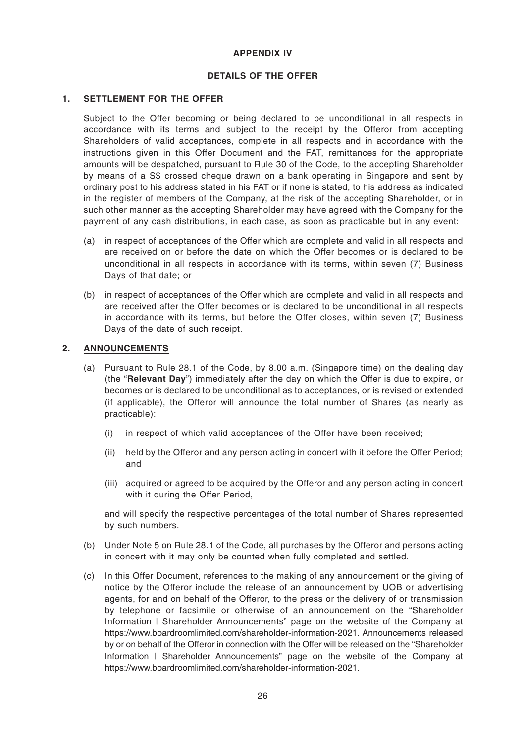**APPENDIX IV**

**DETAILS OF THE OFFER**

## 1. SETTLEMENT FOR THE OFFER

Subject to the Offer becoming or being declared to be unconditional in all respects in accordance with its terms and subject to the receipt by the Offeror from accepting Shareholders of valid acceptances, complete in all respects and in accordance with the instructions given in this Offer Document and the FAT, remittances for the appropriate amounts will be despatched, pursuant to Rule 30 of the Code, to the accepting Shareholder by means of a S$ crossed cheque drawn on a bank operating in Singapore and sent by ordinary post to his address stated in his FAT or if none is stated, to his address as indicated in the register of members of the Company, at the risk of the accepting Shareholder, or in such other manner as the accepting Shareholder may have agreed with the Company for the payment of any cash distributions, in each case, as soon as practicable but in any event:

(a) in respect of acceptances of the Offer which are complete and valid in all respects and are received on or before the date on which the Offer becomes or is declared to be unconditional in all respects in accordance with its terms, within seven (7) Business Days of that date; or

(b) in respect of acceptances of the Offer which are complete and valid in all respects and are received after the Offer becomes or is declared to be unconditional in all respects in accordance with its terms, but before the Offer closes, within seven (7) Business Days of the date of such receipt.

## 2. ANNOUNCEMENTS

(a) Pursuant to Rule 28.1 of the Code, by 8.00 a.m. (Singapore time) on the dealing day (the "**Relevant Day**") immediately after the day on which the Offer is due to expire, or becomes or is declared to be unconditional as to acceptances, or is revised or extended (if applicable), the Offeror will announce the total number of Shares (as nearly as practicable):

   (i) in respect of which valid acceptances of the Offer have been received;

   (ii) held by the Offeror and any person acting in concert with it before the Offer Period; and

   (iii) acquired or agreed to be acquired by the Offeror and any person acting in concert with it during the Offer Period,

   and will specify the respective percentages of the total number of Shares represented by such numbers.

(b) Under Note 5 on Rule 28.1 of the Code, all purchases by the Offeror and persons acting in concert with it may only be counted when fully completed and settled.

(c) In this Offer Document, references to the making of any announcement or the giving of notice by the Offeror include the release of an announcement by UOB or advertising agents, for and on behalf of the Offeror, to the press or the delivery of or transmission by telephone or facsimile or otherwise of an announcement on the "Shareholder Information | Shareholder Announcements" page on the website of the Company at https://www.boardroomlimited.com/shareholder-information-2021. Announcements released by or on behalf of the Offeror in connection with the Offer will be released on the "Shareholder Information | Shareholder Announcements" page on the website of the Company at https://www.boardroomlimited.com/shareholder-information-2021.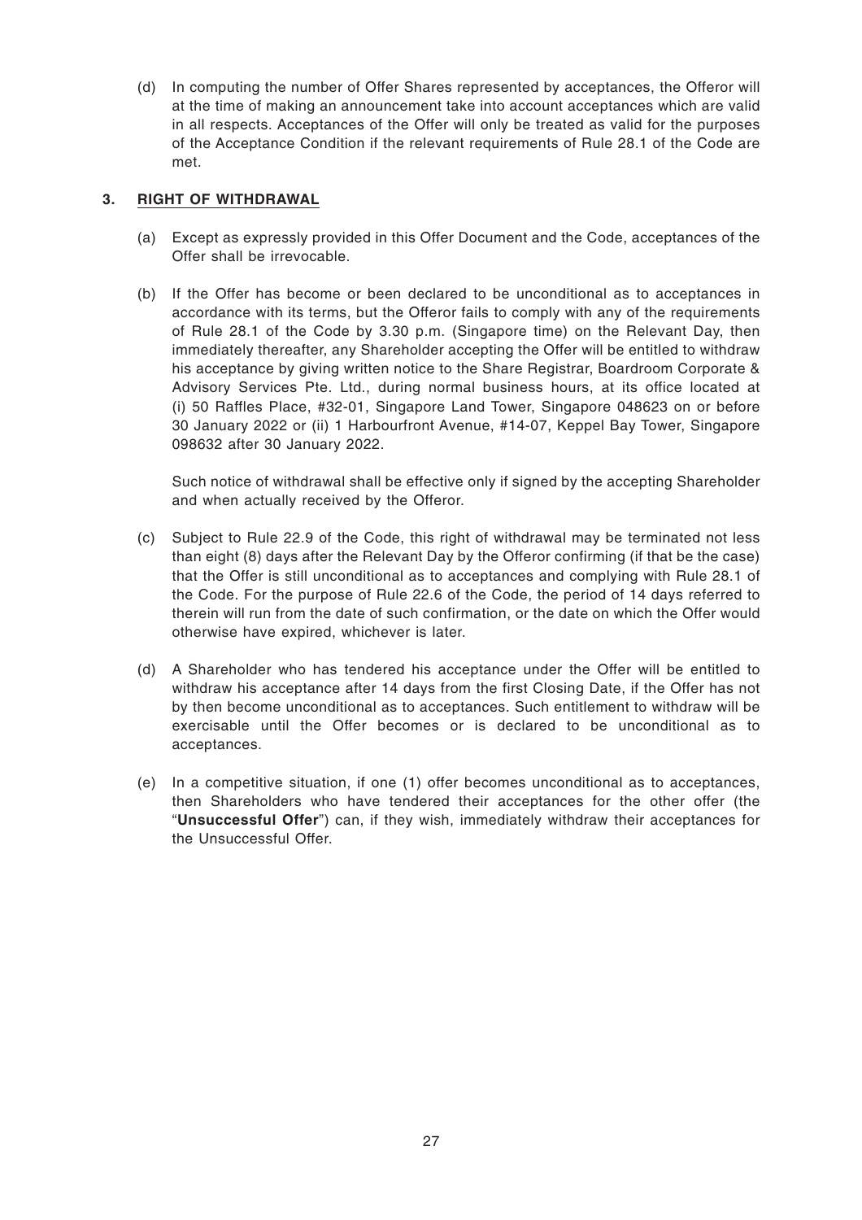(d) In computing the number of Offer Shares represented by acceptances, the Offeror will at the time of making an announcement take into account acceptances which are valid in all respects. Acceptances of the Offer will only be treated as valid for the purposes of the Acceptance Condition if the relevant requirements of Rule 28.1 of the Code are met.

## 3. RIGHT OF WITHDRAWAL

(a) Except as expressly provided in this Offer Document and the Code, acceptances of the Offer shall be irrevocable.

(b) If the Offer has become or been declared to be unconditional as to acceptances in accordance with its terms, but the Offeror fails to comply with any of the requirements of Rule 28.1 of the Code by 3.30 p.m. (Singapore time) on the Relevant Day, then immediately thereafter, any Shareholder accepting the Offer will be entitled to withdraw his acceptance by giving written notice to the Share Registrar, Boardroom Corporate & Advisory Services Pte. Ltd., during normal business hours, at its office located at (i) 50 Raffles Place, #32-01, Singapore Land Tower, Singapore 048623 on or before 30 January 2022 or (ii) 1 Harbourfront Avenue, #14-07, Keppel Bay Tower, Singapore 098632 after 30 January 2022.

Such notice of withdrawal shall be effective only if signed by the accepting Shareholder and when actually received by the Offeror.

(c) Subject to Rule 22.9 of the Code, this right of withdrawal may be terminated not less than eight (8) days after the Relevant Day by the Offeror confirming (if that be the case) that the Offer is still unconditional as to acceptances and complying with Rule 28.1 of the Code. For the purpose of Rule 22.6 of the Code, the period of 14 days referred to therein will run from the date of such confirmation, or the date on which the Offer would otherwise have expired, whichever is later.

(d) A Shareholder who has tendered his acceptance under the Offer will be entitled to withdraw his acceptance after 14 days from the first Closing Date, if the Offer has not by then become unconditional as to acceptances. Such entitlement to withdraw will be exercisable until the Offer becomes or is declared to be unconditional as to acceptances.

(e) In a competitive situation, if one (1) offer becomes unconditional as to acceptances, then Shareholders who have tendered their acceptances for the other offer (the "**Unsuccessful Offer**") can, if they wish, immediately withdraw their acceptances for the Unsuccessful Offer.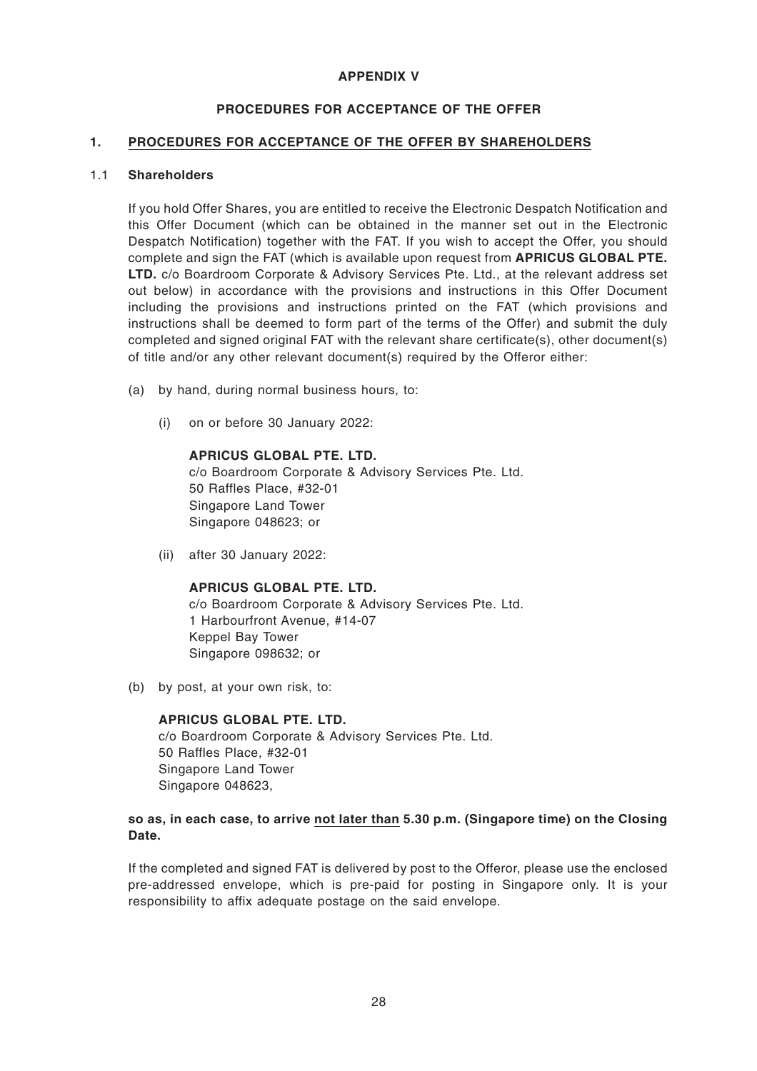# APPENDIX V

## PROCEDURES FOR ACCEPTANCE OF THE OFFER

### 1. PROCEDURES FOR ACCEPTANCE OF THE OFFER BY SHAREHOLDERS

#### 1.1 Shareholders

If you hold Offer Shares, you are entitled to receive the Electronic Despatch Notification and this Offer Document (which can be obtained in the manner set out in the Electronic Despatch Notification) together with the FAT. If you wish to accept the Offer, you should complete and sign the FAT (which is available upon request from **APRICUS GLOBAL PTE. LTD.** c/o Boardroom Corporate & Advisory Services Pte. Ltd., at the relevant address set out below) in accordance with the provisions and instructions in this Offer Document including the provisions and instructions printed on the FAT (which provisions and instructions shall be deemed to form part of the terms of the Offer) and submit the duly completed and signed original FAT with the relevant share certificate(s), other document(s) of title and/or any other relevant document(s) required by the Offeror either:

(a) by hand, during normal business hours, to:

(i) on or before 30 January 2022:

**APRICUS GLOBAL PTE. LTD.**
c/o Boardroom Corporate & Advisory Services Pte. Ltd.
50 Raffles Place, #32-01
Singapore Land Tower
Singapore 048623; or

(ii) after 30 January 2022:

**APRICUS GLOBAL PTE. LTD.**
c/o Boardroom Corporate & Advisory Services Pte. Ltd.
1 Harbourfront Avenue, #14-07
Keppel Bay Tower
Singapore 098632; or

(b) by post, at your own risk, to:

**APRICUS GLOBAL PTE. LTD.**
c/o Boardroom Corporate & Advisory Services Pte. Ltd.
50 Raffles Place, #32-01
Singapore Land Tower
Singapore 048623,

**so as, in each case, to arrive not later than 5.30 p.m. (Singapore time) on the Closing Date.**

If the completed and signed FAT is delivered by post to the Offeror, please use the enclosed pre-addressed envelope, which is pre-paid for posting in Singapore only. It is your responsibility to affix adequate postage on the said envelope.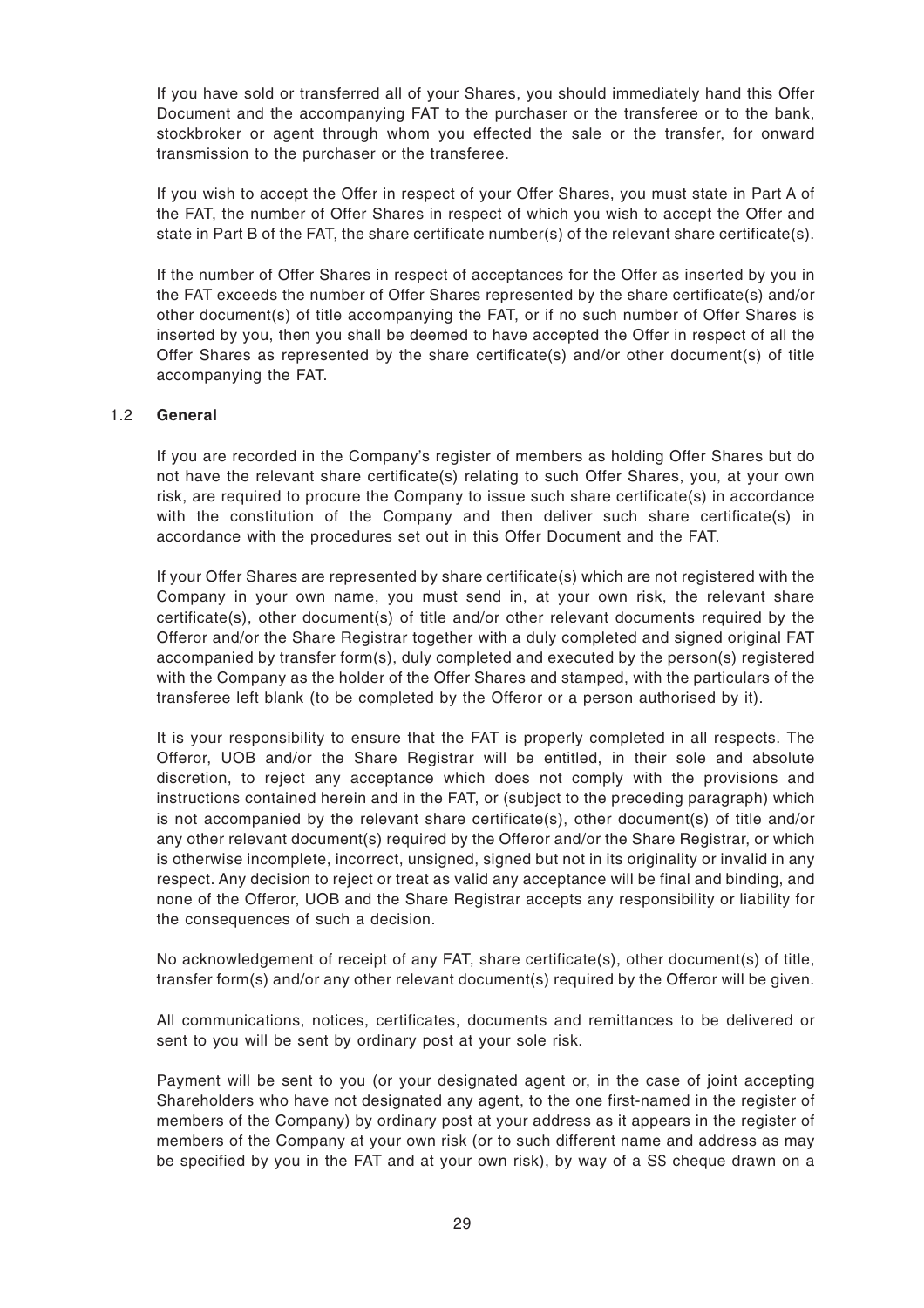If you have sold or transferred all of your Shares, you should immediately hand this Offer Document and the accompanying FAT to the purchaser or the transferee or to the bank, stockbroker or agent through whom you effected the sale or the transfer, for onward transmission to the purchaser or the transferee.

If you wish to accept the Offer in respect of your Offer Shares, you must state in Part A of the FAT, the number of Offer Shares in respect of which you wish to accept the Offer and state in Part B of the FAT, the share certificate number(s) of the relevant share certificate(s).

If the number of Offer Shares in respect of acceptances for the Offer as inserted by you in the FAT exceeds the number of Offer Shares represented by the share certificate(s) and/or other document(s) of title accompanying the FAT, or if no such number of Offer Shares is inserted by you, then you shall be deemed to have accepted the Offer in respect of all the Offer Shares as represented by the share certificate(s) and/or other document(s) of title accompanying the FAT.

### 1.2 General

If you are recorded in the Company's register of members as holding Offer Shares but do not have the relevant share certificate(s) relating to such Offer Shares, you, at your own risk, are required to procure the Company to issue such share certificate(s) in accordance with the constitution of the Company and then deliver such share certificate(s) in accordance with the procedures set out in this Offer Document and the FAT.

If your Offer Shares are represented by share certificate(s) which are not registered with the Company in your own name, you must send in, at your own risk, the relevant share certificate(s), other document(s) of title and/or other relevant documents required by the Offeror and/or the Share Registrar together with a duly completed and signed original FAT accompanied by transfer form(s), duly completed and executed by the person(s) registered with the Company as the holder of the Offer Shares and stamped, with the particulars of the transferee left blank (to be completed by the Offeror or a person authorised by it).

It is your responsibility to ensure that the FAT is properly completed in all respects. The Offeror, UOB and/or the Share Registrar will be entitled, in their sole and absolute discretion, to reject any acceptance which does not comply with the provisions and instructions contained herein and in the FAT, or (subject to the preceding paragraph) which is not accompanied by the relevant share certificate(s), other document(s) of title and/or any other relevant document(s) required by the Offeror and/or the Share Registrar, or which is otherwise incomplete, incorrect, unsigned, signed but not in its originality or invalid in any respect. Any decision to reject or treat as valid any acceptance will be final and binding, and none of the Offeror, UOB and the Share Registrar accepts any responsibility or liability for the consequences of such a decision.

No acknowledgement of receipt of any FAT, share certificate(s), other document(s) of title, transfer form(s) and/or any other relevant document(s) required by the Offeror will be given.

All communications, notices, certificates, documents and remittances to be delivered or sent to you will be sent by ordinary post at your sole risk.

Payment will be sent to you (or your designated agent or, in the case of joint accepting Shareholders who have not designated any agent, to the one first-named in the register of members of the Company) by ordinary post at your address as it appears in the register of members of the Company at your own risk (or to such different name and address as may be specified by you in the FAT and at your own risk), by way of a S$ cheque drawn on a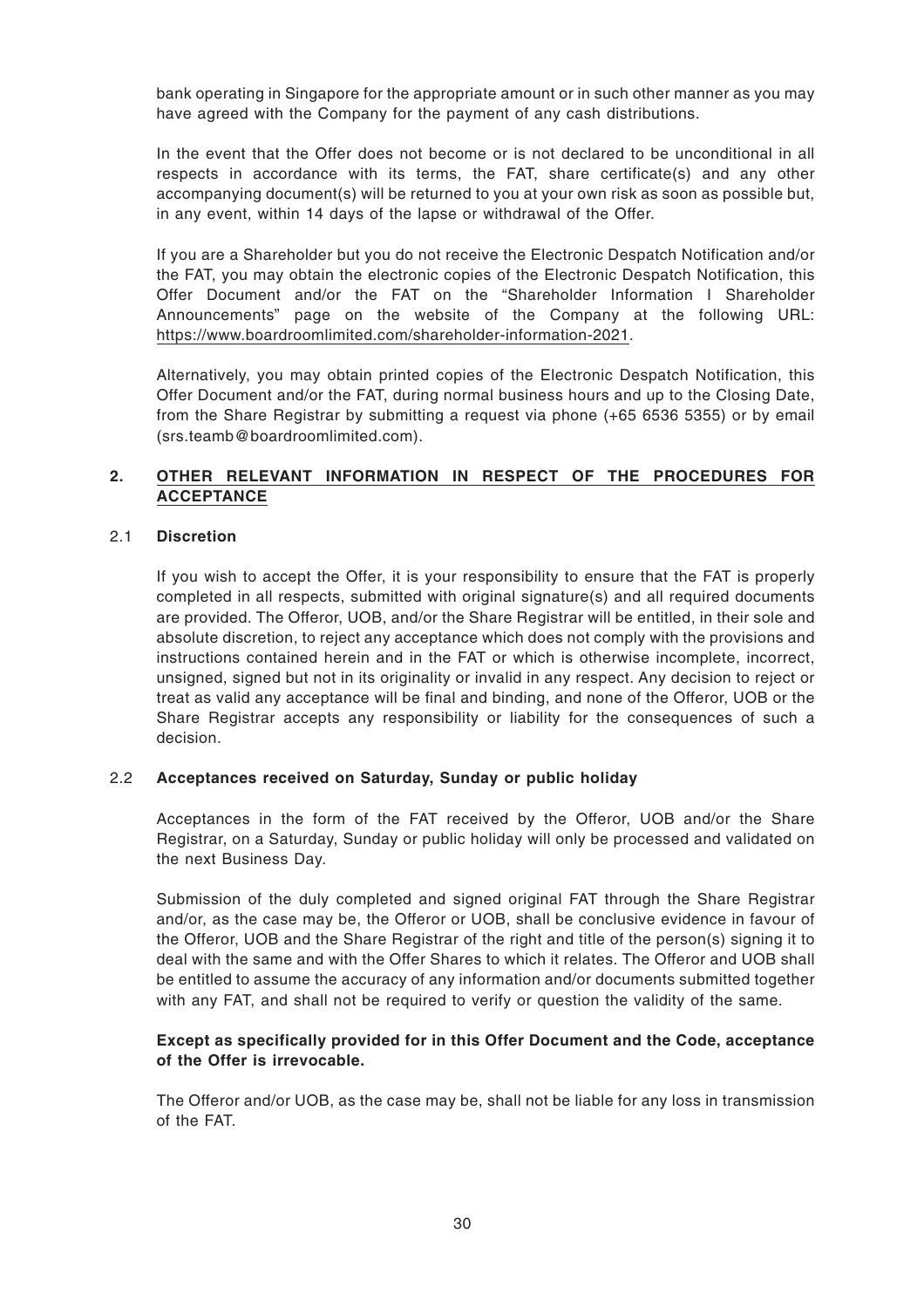bank operating in Singapore for the appropriate amount or in such other manner as you may have agreed with the Company for the payment of any cash distributions.

In the event that the Offer does not become or is not declared to be unconditional in all respects in accordance with its terms, the FAT, share certificate(s) and any other accompanying document(s) will be returned to you at your own risk as soon as possible but, in any event, within 14 days of the lapse or withdrawal of the Offer.

If you are a Shareholder but you do not receive the Electronic Despatch Notification and/or the FAT, you may obtain the electronic copies of the Electronic Despatch Notification, this Offer Document and/or the FAT on the "Shareholder Information I Shareholder Announcements" page on the website of the Company at the following URL: https://www.boardroomlimited.com/shareholder-information-2021.

Alternatively, you may obtain printed copies of the Electronic Despatch Notification, this Offer Document and/or the FAT, during normal business hours and up to the Closing Date, from the Share Registrar by submitting a request via phone (+65 6536 5355) or by email (srs.teamb@boardroomlimited.com).

## 2. OTHER RELEVANT INFORMATION IN RESPECT OF THE PROCEDURES FOR ACCEPTANCE

### 2.1 Discretion

If you wish to accept the Offer, it is your responsibility to ensure that the FAT is properly completed in all respects, submitted with original signature(s) and all required documents are provided. The Offeror, UOB, and/or the Share Registrar will be entitled, in their sole and absolute discretion, to reject any acceptance which does not comply with the provisions and instructions contained herein and in the FAT or which is otherwise incomplete, incorrect, unsigned, signed but not in its originality or invalid in any respect. Any decision to reject or treat as valid any acceptance will be final and binding, and none of the Offeror, UOB or the Share Registrar accepts any responsibility or liability for the consequences of such a decision.

### 2.2 Acceptances received on Saturday, Sunday or public holiday

Acceptances in the form of the FAT received by the Offeror, UOB and/or the Share Registrar, on a Saturday, Sunday or public holiday will only be processed and validated on the next Business Day.

Submission of the duly completed and signed original FAT through the Share Registrar and/or, as the case may be, the Offeror or UOB, shall be conclusive evidence in favour of the Offeror, UOB and the Share Registrar of the right and title of the person(s) signing it to deal with the same and with the Offer Shares to which it relates. The Offeror and UOB shall be entitled to assume the accuracy of any information and/or documents submitted together with any FAT, and shall not be required to verify or question the validity of the same.

**Except as specifically provided for in this Offer Document and the Code, acceptance of the Offer is irrevocable.**

The Offeror and/or UOB, as the case may be, shall not be liable for any loss in transmission of the FAT.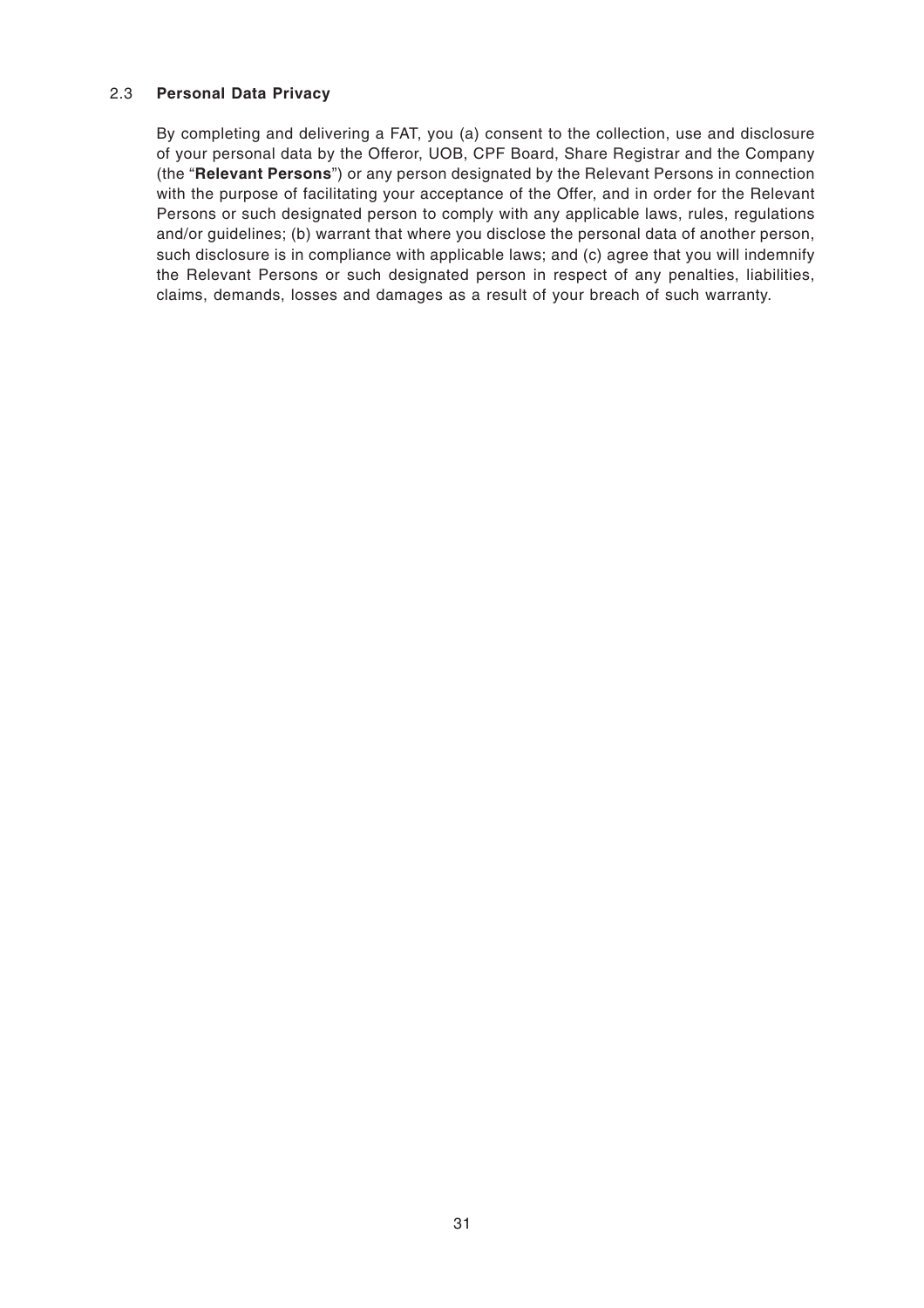### 2.3 **Personal Data Privacy**

By completing and delivering a FAT, you (a) consent to the collection, use and disclosure of your personal data by the Offeror, UOB, CPF Board, Share Registrar and the Company (the "**Relevant Persons**") or any person designated by the Relevant Persons in connection with the purpose of facilitating your acceptance of the Offer, and in order for the Relevant Persons or such designated person to comply with any applicable laws, rules, regulations and/or guidelines; (b) warrant that where you disclose the personal data of another person, such disclosure is in compliance with applicable laws; and (c) agree that you will indemnify the Relevant Persons or such designated person in respect of any penalties, liabilities, claims, demands, losses and damages as a result of your breach of such warranty.